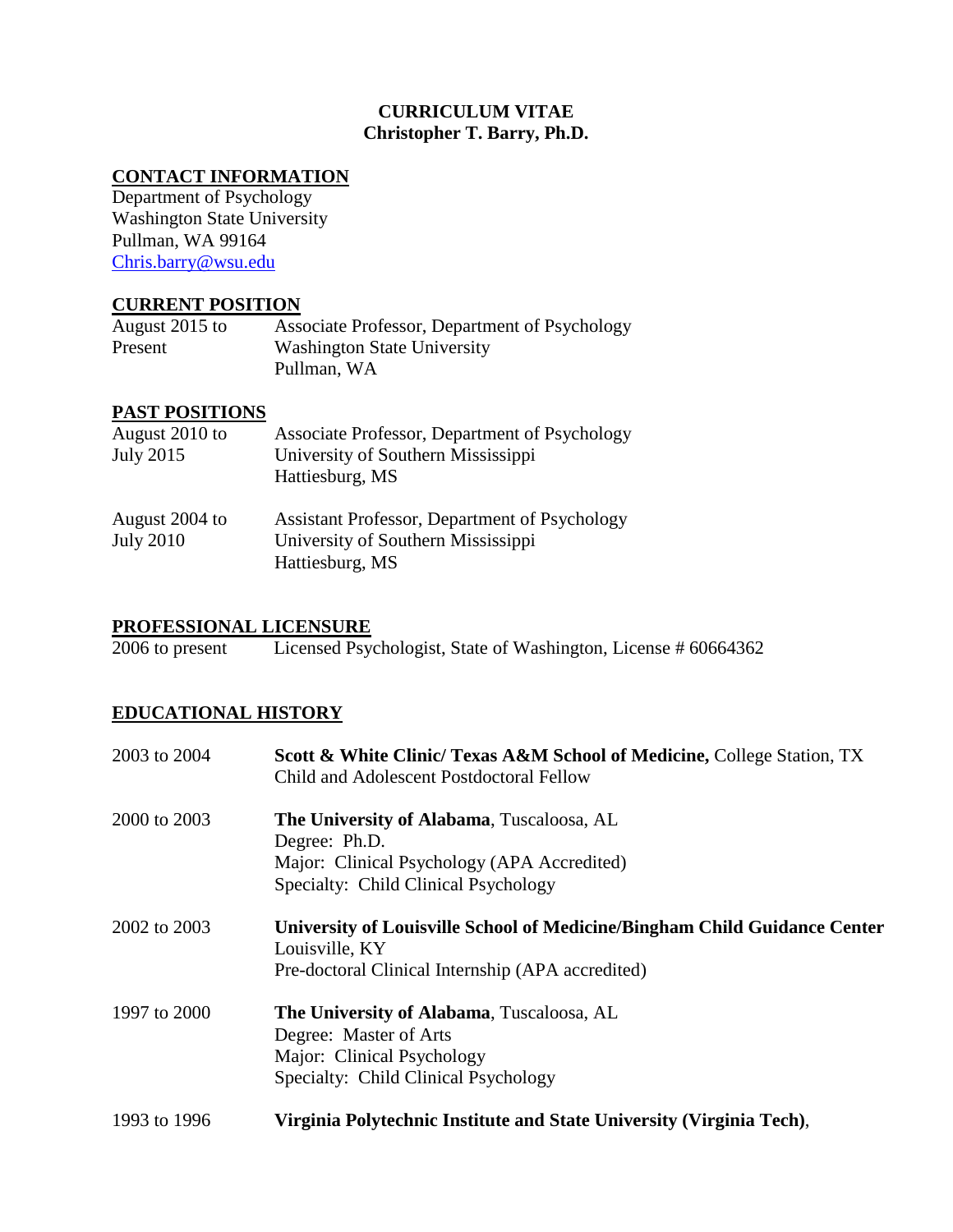**CURRICULUM VITAE**
**Christopher T. Barry, Ph.D.**

## CONTACT INFORMATION

Department of Psychology
Washington State University
Pullman, WA 99164
Chris.barry@wsu.edu

## CURRENT POSITION

August 2015 to Present — Associate Professor, Department of Psychology
Washington State University
Pullman, WA

## PAST POSITIONS

August 2010 to July 2015 — Associate Professor, Department of Psychology
University of Southern Mississippi
Hattiesburg, MS

August 2004 to July 2010 — Assistant Professor, Department of Psychology
University of Southern Mississippi
Hattiesburg, MS

## PROFESSIONAL LICENSURE

2006 to present — Licensed Psychologist, State of Washington, License # 60664362

## EDUCATIONAL HISTORY

2003 to 2004 — **Scott & White Clinic/ Texas A&M School of Medicine,** College Station, TX
Child and Adolescent Postdoctoral Fellow

2000 to 2003 — **The University of Alabama**, Tuscaloosa, AL
Degree: Ph.D.
Major: Clinical Psychology (APA Accredited)
Specialty: Child Clinical Psychology

2002 to 2003 — **University of Louisville School of Medicine/Bingham Child Guidance Center**
Louisville, KY
Pre-doctoral Clinical Internship (APA accredited)

1997 to 2000 — **The University of Alabama**, Tuscaloosa, AL
Degree: Master of Arts
Major: Clinical Psychology
Specialty: Child Clinical Psychology

1993 to 1996 — **Virginia Polytechnic Institute and State University (Virginia Tech)**,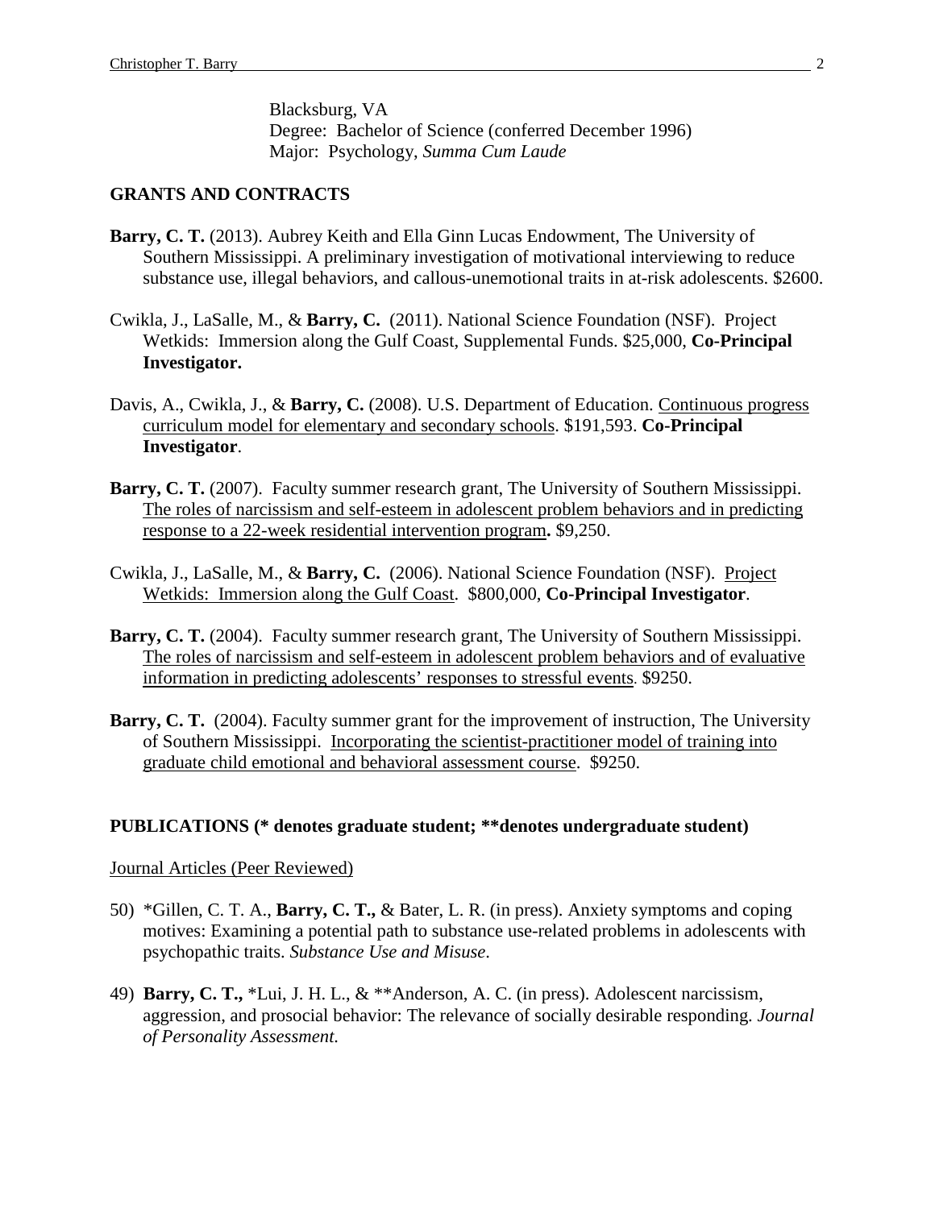Blacksburg, VA
Degree: Bachelor of Science (conferred December 1996)
Major: Psychology, *Summa Cum Laude*

## GRANTS AND CONTRACTS

**Barry, C. T.** (2013). Aubrey Keith and Ella Ginn Lucas Endowment, The University of Southern Mississippi. A preliminary investigation of motivational interviewing to reduce substance use, illegal behaviors, and callous-unemotional traits in at-risk adolescents. $2600.

Cwikla, J., LaSalle, M., & **Barry, C.** (2011). National Science Foundation (NSF). Project Wetkids: Immersion along the Gulf Coast, Supplemental Funds. $25,000, **Co-Principal Investigator.**

Davis, A., Cwikla, J., & **Barry, C.** (2008). U.S. Department of Education. Continuous progress curriculum model for elementary and secondary schools. $191,593. **Co-Principal Investigator**.

**Barry, C. T.** (2007). Faculty summer research grant, The University of Southern Mississippi. The roles of narcissism and self-esteem in adolescent problem behaviors and in predicting response to a 22-week residential intervention program**.** $9,250.

Cwikla, J., LaSalle, M., & **Barry, C.** (2006). National Science Foundation (NSF). Project Wetkids: Immersion along the Gulf Coast. $800,000, **Co-Principal Investigator**.

**Barry, C. T.** (2004). Faculty summer research grant, The University of Southern Mississippi. The roles of narcissism and self-esteem in adolescent problem behaviors and of evaluative information in predicting adolescents' responses to stressful events. $9250.

**Barry, C. T.** (2004). Faculty summer grant for the improvement of instruction, The University of Southern Mississippi. Incorporating the scientist-practitioner model of training into graduate child emotional and behavioral assessment course. $9250.

## PUBLICATIONS (* denotes graduate student; **denotes undergraduate student)

Journal Articles (Peer Reviewed)

50) *Gillen, C. T. A., **Barry, C. T.,** & Bater, L. R. (in press). Anxiety symptoms and coping motives: Examining a potential path to substance use-related problems in adolescents with psychopathic traits. *Substance Use and Misuse.*

49) **Barry, C. T.,** *Lui, J. H. L., & **Anderson, A. C. (in press). Adolescent narcissism, aggression, and prosocial behavior: The relevance of socially desirable responding. *Journal of Personality Assessment.*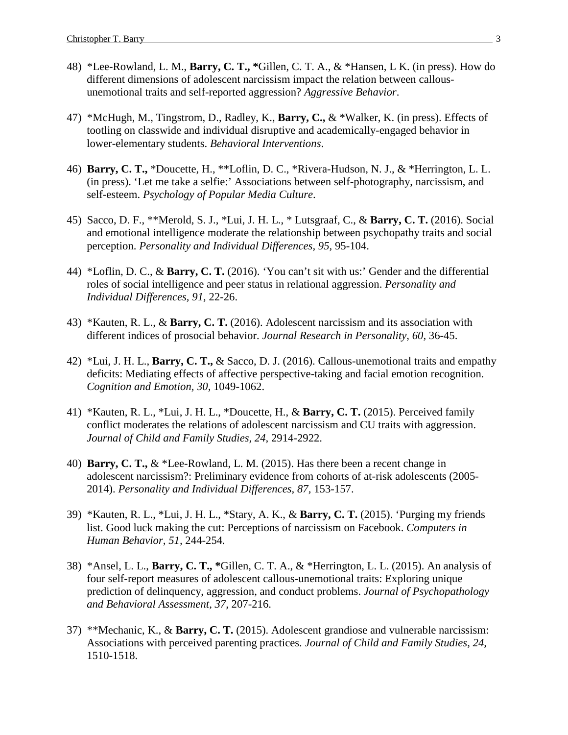48) *Lee-Rowland, L. M., **Barry, C. T., ***Gillen, C. T. A., & *Hansen, L K. (in press). How do different dimensions of adolescent narcissism impact the relation between callous-unemotional traits and self-reported aggression? *Aggressive Behavior*.

47) *McHugh, M., Tingstrom, D., Radley, K., **Barry, C.,** & *Walker, K. (in press). Effects of tootling on classwide and individual disruptive and academically-engaged behavior in lower-elementary students. *Behavioral Interventions*.

46) **Barry, C. T.,** *Doucette, H., **Loflin, D. C., *Rivera-Hudson, N. J., & *Herrington, L. L. (in press). 'Let me take a selfie:' Associations between self-photography, narcissism, and self-esteem. *Psychology of Popular Media Culture*.

45) Sacco, D. F., **Merold, S. J., *Lui, J. H. L., * Lutsgraaf, C., & **Barry, C. T.** (2016). Social and emotional intelligence moderate the relationship between psychopathy traits and social perception. *Personality and Individual Differences, 95,* 95-104.

44) *Loflin, D. C., & **Barry, C. T.** (2016). 'You can't sit with us:' Gender and the differential roles of social intelligence and peer status in relational aggression. *Personality and Individual Differences, 91,* 22-26.

43) *Kauten, R. L., & **Barry, C. T.** (2016). Adolescent narcissism and its association with different indices of prosocial behavior. *Journal Research in Personality, 60,* 36-45.

42) *Lui, J. H. L., **Barry, C. T.,** & Sacco, D. J. (2016). Callous-unemotional traits and empathy deficits: Mediating effects of affective perspective-taking and facial emotion recognition. *Cognition and Emotion, 30,* 1049-1062.

41) *Kauten, R. L., *Lui, J. H. L., *Doucette, H., & **Barry, C. T.** (2015). Perceived family conflict moderates the relations of adolescent narcissism and CU traits with aggression. *Journal of Child and Family Studies, 24,* 2914-2922.

40) **Barry, C. T.,** & *Lee-Rowland, L. M. (2015). Has there been a recent change in adolescent narcissism?: Preliminary evidence from cohorts of at-risk adolescents (2005-2014). *Personality and Individual Differences, 87,* 153-157.

39) *Kauten, R. L., *Lui, J. H. L., *Stary, A. K., & **Barry, C. T.** (2015). 'Purging my friends list. Good luck making the cut: Perceptions of narcissism on Facebook. *Computers in Human Behavior, 51,* 244-254.

38) *Ansel, L. L., **Barry, C. T., ***Gillen, C. T. A., & *Herrington, L. L. (2015). An analysis of four self-report measures of adolescent callous-unemotional traits: Exploring unique prediction of delinquency, aggression, and conduct problems. *Journal of Psychopathology and Behavioral Assessment, 37,* 207-216.

37) **Mechanic, K., & **Barry, C. T.** (2015). Adolescent grandiose and vulnerable narcissism: Associations with perceived parenting practices. *Journal of Child and Family Studies, 24,* 1510-1518.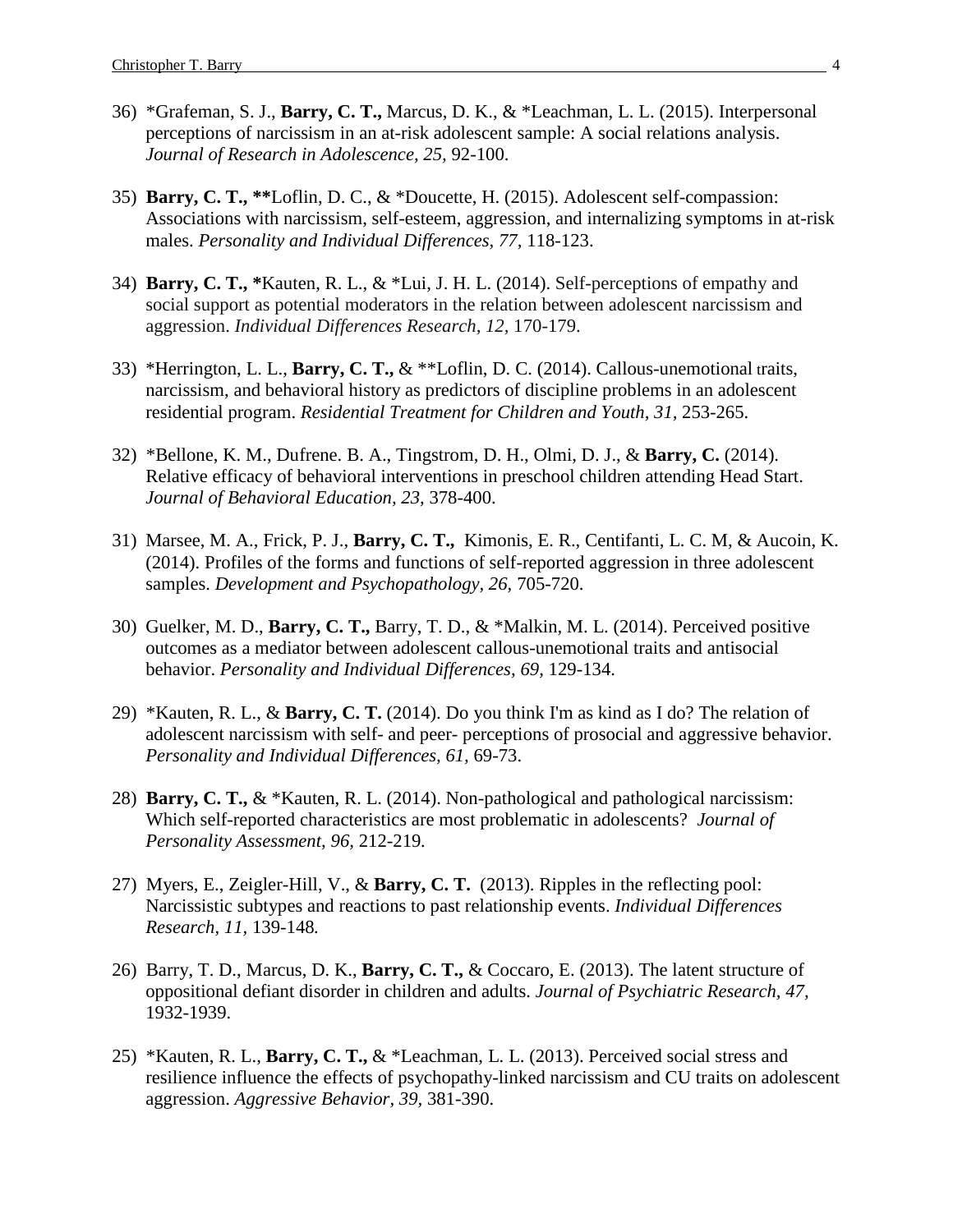36) *Grafeman, S. J., **Barry, C. T.,** Marcus, D. K., & *Leachman, L. L. (2015). Interpersonal perceptions of narcissism in an at-risk adolescent sample: A social relations analysis. *Journal of Research in Adolescence, 25,* 92-100.

35) **Barry, C. T., ****Loflin, D. C., & *Doucette, H. (2015). Adolescent self-compassion: Associations with narcissism, self-esteem, aggression, and internalizing symptoms in at-risk males. *Personality and Individual Differences, 77,* 118-123.

34) **Barry, C. T., ***Kauten, R. L., & *Lui, J. H. L. (2014). Self-perceptions of empathy and social support as potential moderators in the relation between adolescent narcissism and aggression. *Individual Differences Research, 12,* 170-179.

33) *Herrington, L. L., **Barry, C. T.,** & **Loflin, D. C. (2014). Callous-unemotional traits, narcissism, and behavioral history as predictors of discipline problems in an adolescent residential program. *Residential Treatment for Children and Youth, 31,* 253-265.

32) *Bellone, K. M., Dufrene. B. A., Tingstrom, D. H., Olmi, D. J., & **Barry, C.** (2014). Relative efficacy of behavioral interventions in preschool children attending Head Start. *Journal of Behavioral Education, 23,* 378-400.

31) Marsee, M. A., Frick, P. J., **Barry, C. T.,** Kimonis, E. R., Centifanti, L. C. M, & Aucoin, K. (2014). Profiles of the forms and functions of self-reported aggression in three adolescent samples. *Development and Psychopathology, 26,* 705-720.

30) Guelker, M. D., **Barry, C. T.,** Barry, T. D., & *Malkin, M. L. (2014). Perceived positive outcomes as a mediator between adolescent callous-unemotional traits and antisocial behavior. *Personality and Individual Differences, 69,* 129-134.

29) *Kauten, R. L., & **Barry, C. T.** (2014). Do you think I'm as kind as I do? The relation of adolescent narcissism with self- and peer- perceptions of prosocial and aggressive behavior. *Personality and Individual Differences, 61,* 69-73.

28) **Barry, C. T.,** & *Kauten, R. L. (2014). Non-pathological and pathological narcissism: Which self-reported characteristics are most problematic in adolescents? *Journal of Personality Assessment, 96,* 212-219.

27) Myers, E., Zeigler-Hill, V., & **Barry, C. T.** (2013). Ripples in the reflecting pool: Narcissistic subtypes and reactions to past relationship events. *Individual Differences Research, 11,* 139-148*.*

26) Barry, T. D., Marcus, D. K., **Barry, C. T.,** & Coccaro, E. (2013). The latent structure of oppositional defiant disorder in children and adults. *Journal of Psychiatric Research, 47,* 1932-1939.

25) *Kauten, R. L., **Barry, C. T.,** & *Leachman, L. L. (2013). Perceived social stress and resilience influence the effects of psychopathy-linked narcissism and CU traits on adolescent aggression. *Aggressive Behavior, 39,* 381-390.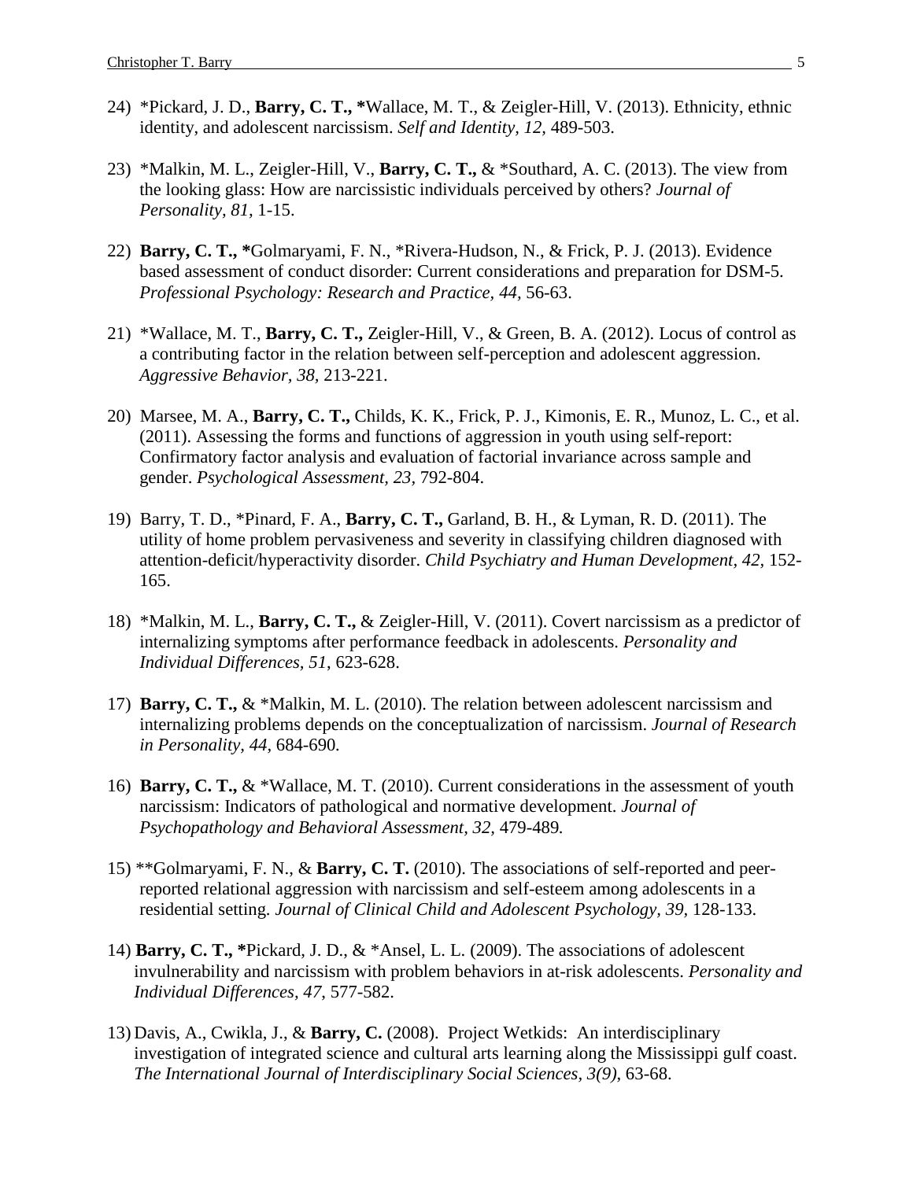24) *Pickard, J. D., **Barry, C. T.,** *Wallace, M. T., & Zeigler-Hill, V. (2013). Ethnicity, ethnic identity, and adolescent narcissism. *Self and Identity, 12,* 489-503.

23) *Malkin, M. L., Zeigler-Hill, V., **Barry, C. T.,** & *Southard, A. C. (2013). The view from the looking glass: How are narcissistic individuals perceived by others? *Journal of Personality, 81,* 1-15.

22) **Barry, C. T.,** *Golmaryami, F. N., *Rivera-Hudson, N., & Frick, P. J. (2013). Evidence based assessment of conduct disorder: Current considerations and preparation for DSM-5. *Professional Psychology: Research and Practice, 44,* 56-63.

21) *Wallace, M. T., **Barry, C. T.,** Zeigler-Hill, V., & Green, B. A. (2012). Locus of control as a contributing factor in the relation between self-perception and adolescent aggression. *Aggressive Behavior, 38,* 213-221.

20) Marsee, M. A., **Barry, C. T.,** Childs, K. K., Frick, P. J., Kimonis, E. R., Munoz, L. C., et al. (2011). Assessing the forms and functions of aggression in youth using self-report: Confirmatory factor analysis and evaluation of factorial invariance across sample and gender. *Psychological Assessment, 23,* 792-804.

19) Barry, T. D., *Pinard, F. A., **Barry, C. T.,** Garland, B. H., & Lyman, R. D. (2011). The utility of home problem pervasiveness and severity in classifying children diagnosed with attention-deficit/hyperactivity disorder. *Child Psychiatry and Human Development, 42,* 152-165.

18) *Malkin, M. L., **Barry, C. T.,** & Zeigler-Hill, V. (2011). Covert narcissism as a predictor of internalizing symptoms after performance feedback in adolescents. *Personality and Individual Differences, 51,* 623-628.

17) **Barry, C. T.,** & *Malkin, M. L. (2010). The relation between adolescent narcissism and internalizing problems depends on the conceptualization of narcissism. *Journal of Research in Personality, 44,* 684-690.

16) **Barry, C. T.,** & *Wallace, M. T. (2010). Current considerations in the assessment of youth narcissism: Indicators of pathological and normative development. *Journal of Psychopathology and Behavioral Assessment, 32,* 479-489.

15) **Golmaryami, F. N., & **Barry, C. T.** (2010). The associations of self-reported and peer-reported relational aggression with narcissism and self-esteem among adolescents in a residential setting. *Journal of Clinical Child and Adolescent Psychology, 39,* 128-133.

14) **Barry, C. T.,** *Pickard, J. D., & *Ansel, L. L. (2009). The associations of adolescent invulnerability and narcissism with problem behaviors in at-risk adolescents. *Personality and Individual Differences, 47,* 577-582.

13) Davis, A., Cwikla, J., & **Barry, C.** (2008). Project Wetkids: An interdisciplinary investigation of integrated science and cultural arts learning along the Mississippi gulf coast. *The International Journal of Interdisciplinary Social Sciences, 3(9),* 63-68.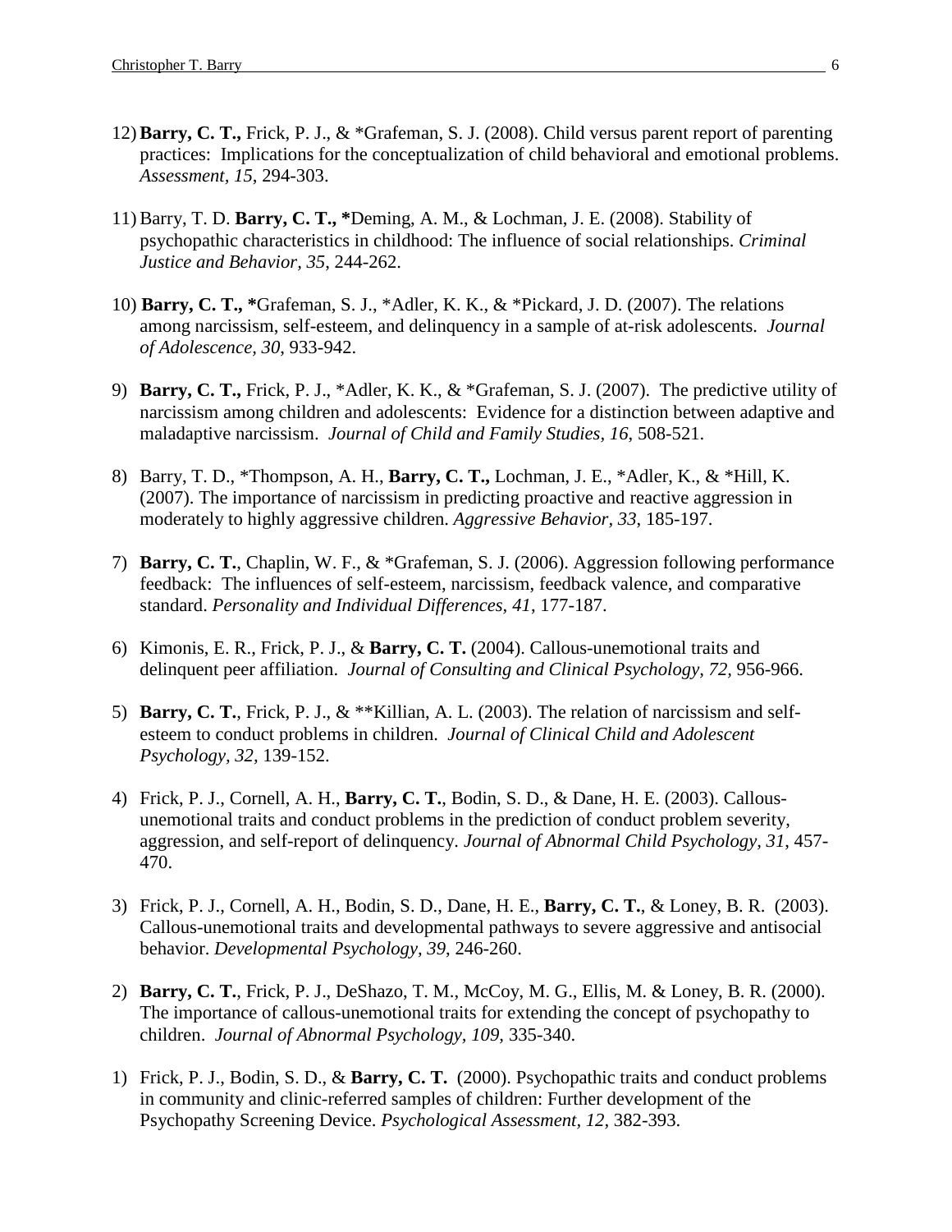12) **Barry, C. T.,** Frick, P. J., & *Grafeman, S. J. (2008). Child versus parent report of parenting practices: Implications for the conceptualization of child behavioral and emotional problems. *Assessment, 15*, 294-303.

11) Barry, T. D. **Barry, C. T., ***Deming, A. M., & Lochman, J. E. (2008). Stability of psychopathic characteristics in childhood: The influence of social relationships. *Criminal Justice and Behavior, 35*, 244-262.

10) **Barry, C. T., ***Grafeman, S. J., *Adler, K. K., & *Pickard, J. D. (2007). The relations among narcissism, self-esteem, and delinquency in a sample of at-risk adolescents. *Journal of Adolescence, 30*, 933-942.

9) **Barry, C. T.,** Frick, P. J., *Adler, K. K., & *Grafeman, S. J. (2007). The predictive utility of narcissism among children and adolescents: Evidence for a distinction between adaptive and maladaptive narcissism. *Journal of Child and Family Studies, 16*, 508-521.

8) Barry, T. D., *Thompson, A. H., **Barry, C. T.,** Lochman, J. E., *Adler, K., & *Hill, K. (2007). The importance of narcissism in predicting proactive and reactive aggression in moderately to highly aggressive children. *Aggressive Behavior, 33*, 185-197.

7) **Barry, C. T.**, Chaplin, W. F., & *Grafeman, S. J. (2006). Aggression following performance feedback: The influences of self-esteem, narcissism, feedback valence, and comparative standard. *Personality and Individual Differences, 41*, 177-187.

6) Kimonis, E. R., Frick, P. J., & **Barry, C. T.** (2004). Callous-unemotional traits and delinquent peer affiliation. *Journal of Consulting and Clinical Psychology, 72,* 956-966.

5) **Barry, C. T.**, Frick, P. J., & **Killian, A. L. (2003). The relation of narcissism and self-esteem to conduct problems in children. *Journal of Clinical Child and Adolescent Psychology, 32,* 139-152.

4) Frick, P. J., Cornell, A. H., **Barry, C. T.**, Bodin, S. D., & Dane, H. E. (2003). Callous-unemotional traits and conduct problems in the prediction of conduct problem severity, aggression, and self-report of delinquency. *Journal of Abnormal Child Psychology, 31*, 457-470.

3) Frick, P. J., Cornell, A. H., Bodin, S. D., Dane, H. E., **Barry, C. T.**, & Loney, B. R. (2003). Callous-unemotional traits and developmental pathways to severe aggressive and antisocial behavior. *Developmental Psychology, 39*, 246-260.

2) **Barry, C. T.**, Frick, P. J., DeShazo, T. M., McCoy, M. G., Ellis, M. & Loney, B. R. (2000). The importance of callous-unemotional traits for extending the concept of psychopathy to children. *Journal of Abnormal Psychology, 109*, 335-340.

1) Frick, P. J., Bodin, S. D., & **Barry, C. T.** (2000). Psychopathic traits and conduct problems in community and clinic-referred samples of children: Further development of the Psychopathy Screening Device. *Psychological Assessment, 12,* 382-393.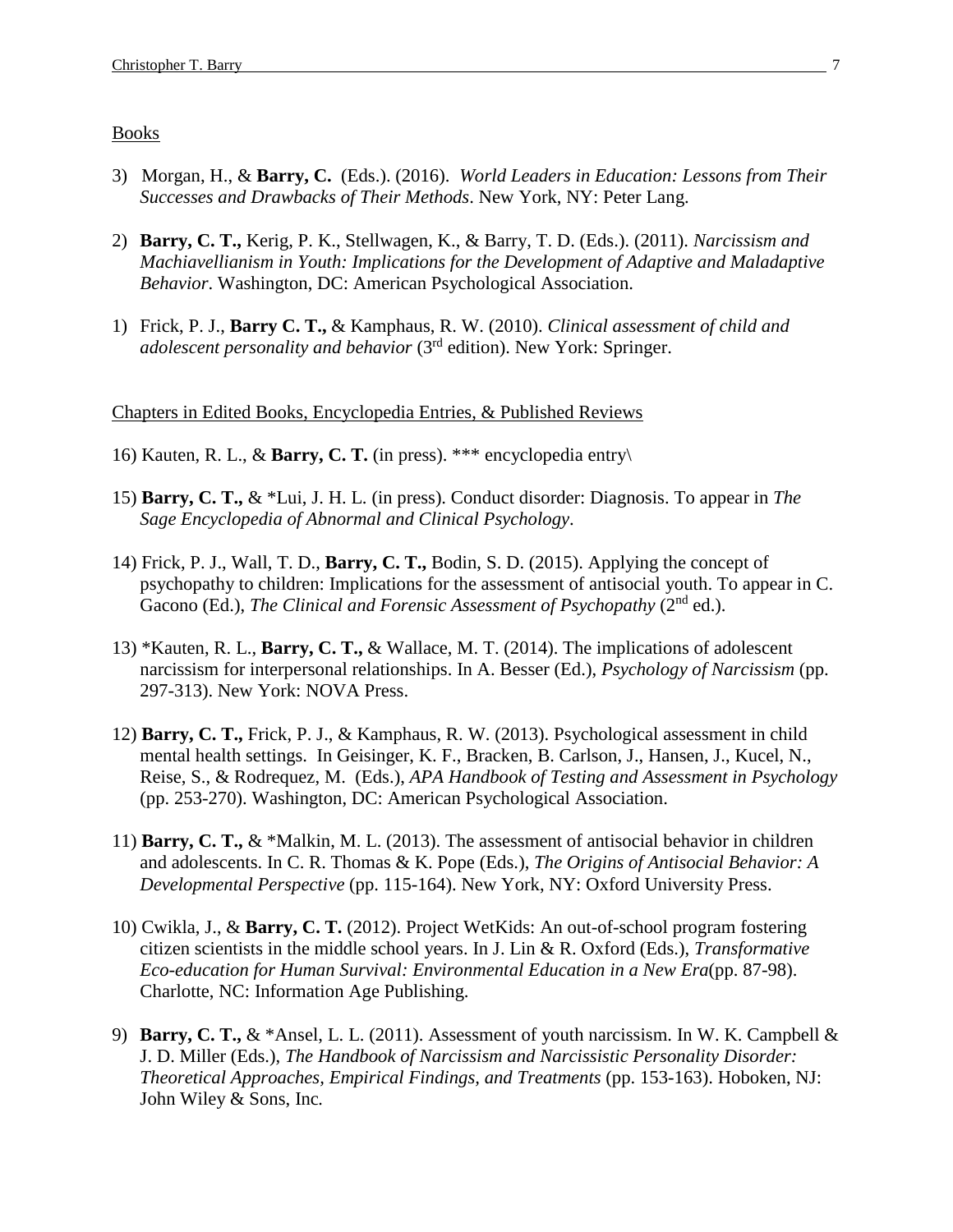## Books

3) Morgan, H., & **Barry, C.** (Eds.). (2016). *World Leaders in Education: Lessons from Their Successes and Drawbacks of Their Methods*. New York, NY: Peter Lang.

2) **Barry, C. T.,** Kerig, P. K., Stellwagen, K., & Barry, T. D. (Eds.). (2011). *Narcissism and Machiavellianism in Youth: Implications for the Development of Adaptive and Maladaptive Behavior*. Washington, DC: American Psychological Association.

1) Frick, P. J., **Barry C. T.,** & Kamphaus, R. W. (2010). *Clinical assessment of child and adolescent personality and behavior* (3rd edition). New York: Springer.

## Chapters in Edited Books, Encyclopedia Entries, & Published Reviews

16) Kauten, R. L., & **Barry, C. T.** (in press). *** encyclopedia entry\

15) **Barry, C. T.,** & *Lui, J. H. L. (in press). Conduct disorder: Diagnosis. To appear in *The Sage Encyclopedia of Abnormal and Clinical Psychology*.

14) Frick, P. J., Wall, T. D., **Barry, C. T.,** Bodin, S. D. (2015). Applying the concept of psychopathy to children: Implications for the assessment of antisocial youth. To appear in C. Gacono (Ed.), *The Clinical and Forensic Assessment of Psychopathy* (2nd ed.).

13) *Kauten, R. L., **Barry, C. T.,** & Wallace, M. T. (2014). The implications of adolescent narcissism for interpersonal relationships. In A. Besser (Ed.), *Psychology of Narcissism* (pp. 297-313). New York: NOVA Press.

12) **Barry, C. T.,** Frick, P. J., & Kamphaus, R. W. (2013). Psychological assessment in child mental health settings. In Geisinger, K. F., Bracken, B. Carlson, J., Hansen, J., Kucel, N., Reise, S., & Rodrequez, M. (Eds.), *APA Handbook of Testing and Assessment in Psychology* (pp. 253-270). Washington, DC: American Psychological Association.

11) **Barry, C. T.,** & *Malkin, M. L. (2013). The assessment of antisocial behavior in children and adolescents. In C. R. Thomas & K. Pope (Eds.), *The Origins of Antisocial Behavior: A Developmental Perspective* (pp. 115-164). New York, NY: Oxford University Press.

10) Cwikla, J., & **Barry, C. T.** (2012). Project WetKids: An out-of-school program fostering citizen scientists in the middle school years. In J. Lin & R. Oxford (Eds.), *Transformative Eco-education for Human Survival: Environmental Education in a New Era*(pp. 87-98). Charlotte, NC: Information Age Publishing.

9) **Barry, C. T.,** & *Ansel, L. L. (2011). Assessment of youth narcissism. In W. K. Campbell & J. D. Miller (Eds.), *The Handbook of Narcissism and Narcissistic Personality Disorder: Theoretical Approaches, Empirical Findings, and Treatments* (pp. 153-163). Hoboken, NJ: John Wiley & Sons, Inc.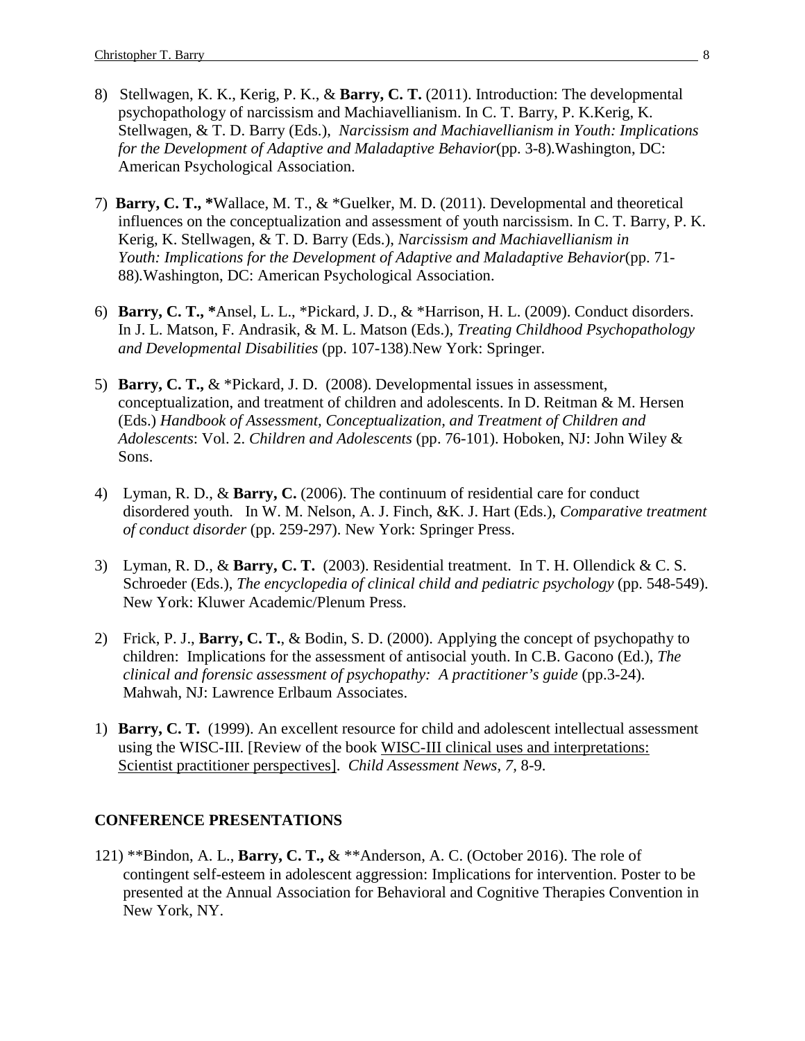8) Stellwagen, K. K., Kerig, P. K., & **Barry, C. T.** (2011). Introduction: The developmental psychopathology of narcissism and Machiavellianism. In C. T. Barry, P. K.Kerig, K. Stellwagen, & T. D. Barry (Eds.), *Narcissism and Machiavellianism in Youth: Implications for the Development of Adaptive and Maladaptive Behavior*(pp. 3-8).Washington, DC: American Psychological Association.

7) **Barry, C. T., \***Wallace, M. T., & *Guelker, M. D. (2011). Developmental and theoretical influences on the conceptualization and assessment of youth narcissism. In C. T. Barry, P. K. Kerig, K. Stellwagen, & T. D. Barry (Eds.), *Narcissism and Machiavellianism in Youth: Implications for the Development of Adaptive and Maladaptive Behavior*(pp. 71-88).Washington, DC: American Psychological Association.

6) **Barry, C. T., \***Ansel, L. L., *Pickard, J. D., & *Harrison, H. L. (2009). Conduct disorders. In J. L. Matson, F. Andrasik, & M. L. Matson (Eds.), *Treating Childhood Psychopathology and Developmental Disabilities* (pp. 107-138).New York: Springer.

5) **Barry, C. T.,** & *Pickard, J. D. (2008). Developmental issues in assessment, conceptualization, and treatment of children and adolescents. In D. Reitman & M. Hersen (Eds.) *Handbook of Assessment, Conceptualization, and Treatment of Children and Adolescents*: Vol. 2. *Children and Adolescents* (pp. 76-101). Hoboken, NJ: John Wiley & Sons.

4) Lyman, R. D., & **Barry, C.** (2006). The continuum of residential care for conduct disordered youth. In W. M. Nelson, A. J. Finch, &K. J. Hart (Eds.), *Comparative treatment of conduct disorder* (pp. 259-297). New York: Springer Press.

3) Lyman, R. D., & **Barry, C. T.** (2003). Residential treatment. In T. H. Ollendick & C. S. Schroeder (Eds.), *The encyclopedia of clinical child and pediatric psychology* (pp. 548-549). New York: Kluwer Academic/Plenum Press.

2) Frick, P. J., **Barry, C. T.**, & Bodin, S. D. (2000). Applying the concept of psychopathy to children: Implications for the assessment of antisocial youth. In C.B. Gacono (Ed.), *The clinical and forensic assessment of psychopathy: A practitioner's guide* (pp.3-24). Mahwah, NJ: Lawrence Erlbaum Associates.

1) **Barry, C. T.** (1999). An excellent resource for child and adolescent intellectual assessment using the WISC-III. [Review of the book WISC-III clinical uses and interpretations: Scientist practitioner perspectives]. *Child Assessment News, 7,* 8-9.

## CONFERENCE PRESENTATIONS

121) **Bindon, A. L., **Barry, C. T.,** & **Anderson, A. C. (October 2016). The role of contingent self-esteem in adolescent aggression: Implications for intervention. Poster to be presented at the Annual Association for Behavioral and Cognitive Therapies Convention in New York, NY.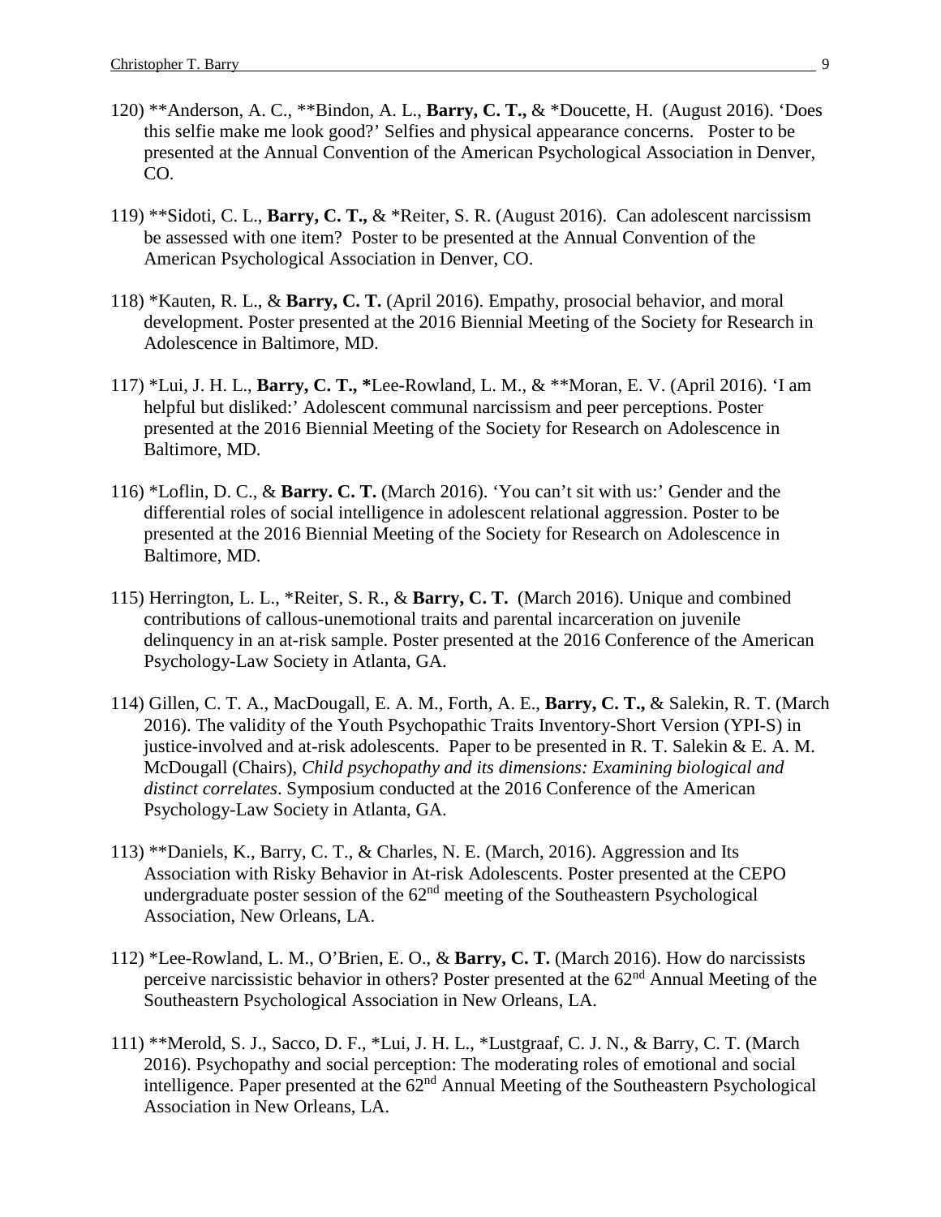120) **Anderson, A. C., **Bindon, A. L., **Barry, C. T.,** & *Doucette, H. (August 2016). 'Does this selfie make me look good?' Selfies and physical appearance concerns. Poster to be presented at the Annual Convention of the American Psychological Association in Denver, CO.

119) **Sidoti, C. L., **Barry, C. T.,** & *Reiter, S. R. (August 2016). Can adolescent narcissism be assessed with one item? Poster to be presented at the Annual Convention of the American Psychological Association in Denver, CO.

118) *Kauten, R. L., & **Barry, C. T.** (April 2016). Empathy, prosocial behavior, and moral development. Poster presented at the 2016 Biennial Meeting of the Society for Research in Adolescence in Baltimore, MD.

117) *Lui, J. H. L., **Barry, C. T., ***Lee-Rowland, L. M., & **Moran, E. V. (April 2016). 'I am helpful but disliked:' Adolescent communal narcissism and peer perceptions. Poster presented at the 2016 Biennial Meeting of the Society for Research on Adolescence in Baltimore, MD.

116) *Loflin, D. C., & **Barry. C. T.** (March 2016). 'You can't sit with us:' Gender and the differential roles of social intelligence in adolescent relational aggression. Poster to be presented at the 2016 Biennial Meeting of the Society for Research on Adolescence in Baltimore, MD.

115) Herrington, L. L., *Reiter, S. R., & **Barry, C. T.** (March 2016). Unique and combined contributions of callous-unemotional traits and parental incarceration on juvenile delinquency in an at-risk sample. Poster presented at the 2016 Conference of the American Psychology-Law Society in Atlanta, GA.

114) Gillen, C. T. A., MacDougall, E. A. M., Forth, A. E., **Barry, C. T.,** & Salekin, R. T. (March 2016). The validity of the Youth Psychopathic Traits Inventory-Short Version (YPI-S) in justice-involved and at-risk adolescents. Paper to be presented in R. T. Salekin & E. A. M. McDougall (Chairs), *Child psychopathy and its dimensions: Examining biological and distinct correlates*. Symposium conducted at the 2016 Conference of the American Psychology-Law Society in Atlanta, GA.

113) **Daniels, K., Barry, C. T., & Charles, N. E. (March, 2016). Aggression and Its Association with Risky Behavior in At-risk Adolescents. Poster presented at the CEPO undergraduate poster session of the 62nd meeting of the Southeastern Psychological Association, New Orleans, LA.

112) *Lee-Rowland, L. M., O'Brien, E. O., & **Barry, C. T.** (March 2016). How do narcissists perceive narcissistic behavior in others? Poster presented at the 62nd Annual Meeting of the Southeastern Psychological Association in New Orleans, LA.

111) **Merold, S. J., Sacco, D. F., *Lui, J. H. L., *Lustgraaf, C. J. N., & Barry, C. T. (March 2016). Psychopathy and social perception: The moderating roles of emotional and social intelligence. Paper presented at the 62nd Annual Meeting of the Southeastern Psychological Association in New Orleans, LA.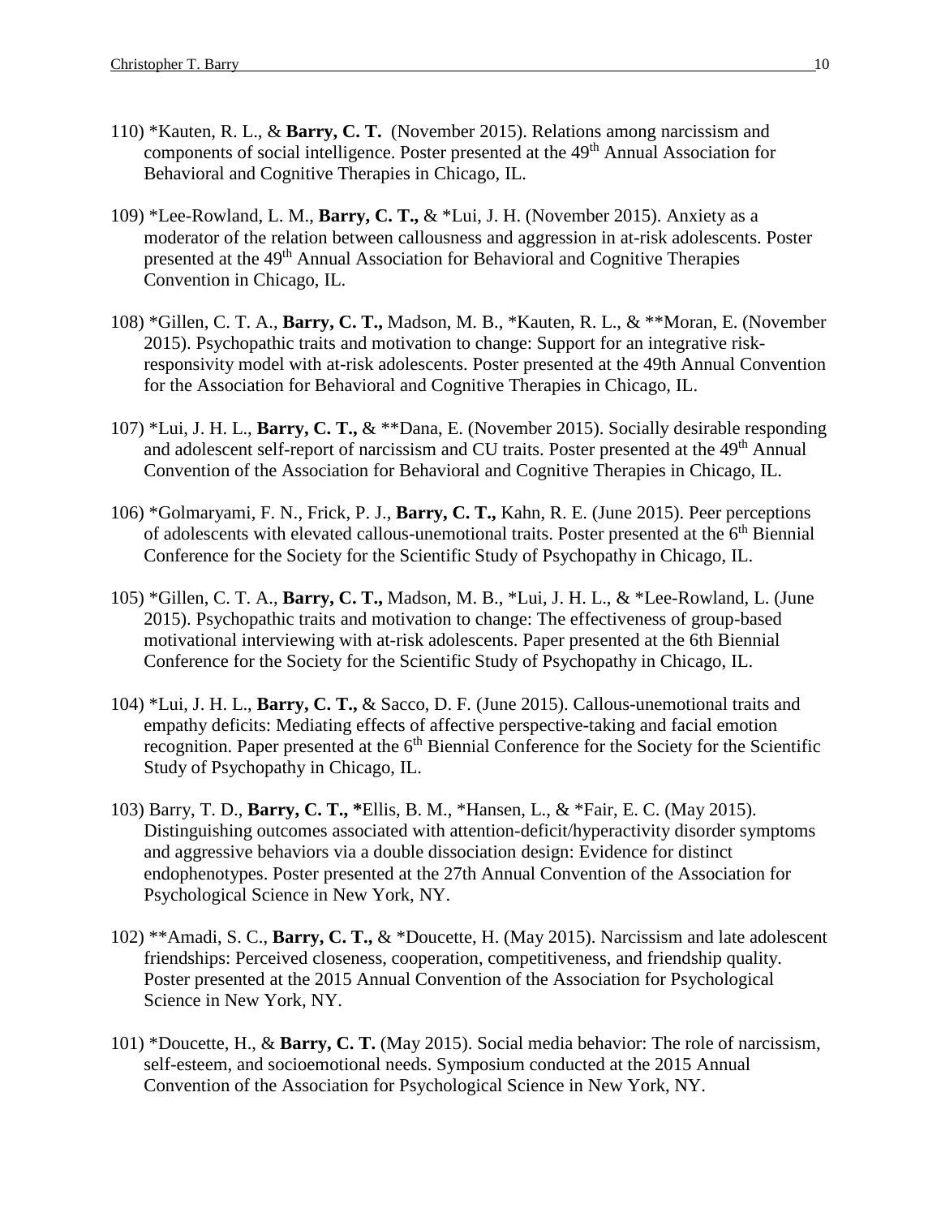110) *Kauten, R. L., & **Barry, C. T.** (November 2015). Relations among narcissism and components of social intelligence. Poster presented at the 49th Annual Association for Behavioral and Cognitive Therapies in Chicago, IL.

109) *Lee-Rowland, L. M., **Barry, C. T.,** & *Lui, J. H. (November 2015). Anxiety as a moderator of the relation between callousness and aggression in at-risk adolescents. Poster presented at the 49th Annual Association for Behavioral and Cognitive Therapies Convention in Chicago, IL.

108) *Gillen, C. T. A., **Barry, C. T.,** Madson, M. B., *Kauten, R. L., & **Moran, E. (November 2015). Psychopathic traits and motivation to change: Support for an integrative risk-responsivity model with at-risk adolescents. Poster presented at the 49th Annual Convention for the Association for Behavioral and Cognitive Therapies in Chicago, IL.

107) *Lui, J. H. L., **Barry, C. T.,** & **Dana, E. (November 2015). Socially desirable responding and adolescent self-report of narcissism and CU traits. Poster presented at the 49th Annual Convention of the Association for Behavioral and Cognitive Therapies in Chicago, IL.

106) *Golmaryami, F. N., Frick, P. J., **Barry, C. T.,** Kahn, R. E. (June 2015). Peer perceptions of adolescents with elevated callous-unemotional traits. Poster presented at the 6th Biennial Conference for the Society for the Scientific Study of Psychopathy in Chicago, IL.

105) *Gillen, C. T. A., **Barry, C. T.,** Madson, M. B., *Lui, J. H. L., & *Lee-Rowland, L. (June 2015). Psychopathic traits and motivation to change: The effectiveness of group-based motivational interviewing with at-risk adolescents. Paper presented at the 6th Biennial Conference for the Society for the Scientific Study of Psychopathy in Chicago, IL.

104) *Lui, J. H. L., **Barry, C. T.,** & Sacco, D. F. (June 2015). Callous-unemotional traits and empathy deficits: Mediating effects of affective perspective-taking and facial emotion recognition. Paper presented at the 6th Biennial Conference for the Society for the Scientific Study of Psychopathy in Chicago, IL.

103) Barry, T. D., **Barry, C. T., ***Ellis, B. M., *Hansen, L., & *Fair, E. C. (May 2015). Distinguishing outcomes associated with attention-deficit/hyperactivity disorder symptoms and aggressive behaviors via a double dissociation design: Evidence for distinct endophenotypes. Poster presented at the 27th Annual Convention of the Association for Psychological Science in New York, NY.

102) **Amadi, S. C., **Barry, C. T.,** & *Doucette, H. (May 2015). Narcissism and late adolescent friendships: Perceived closeness, cooperation, competitiveness, and friendship quality. Poster presented at the 2015 Annual Convention of the Association for Psychological Science in New York, NY.

101) *Doucette, H., & **Barry, C. T.** (May 2015). Social media behavior: The role of narcissism, self-esteem, and socioemotional needs. Symposium conducted at the 2015 Annual Convention of the Association for Psychological Science in New York, NY.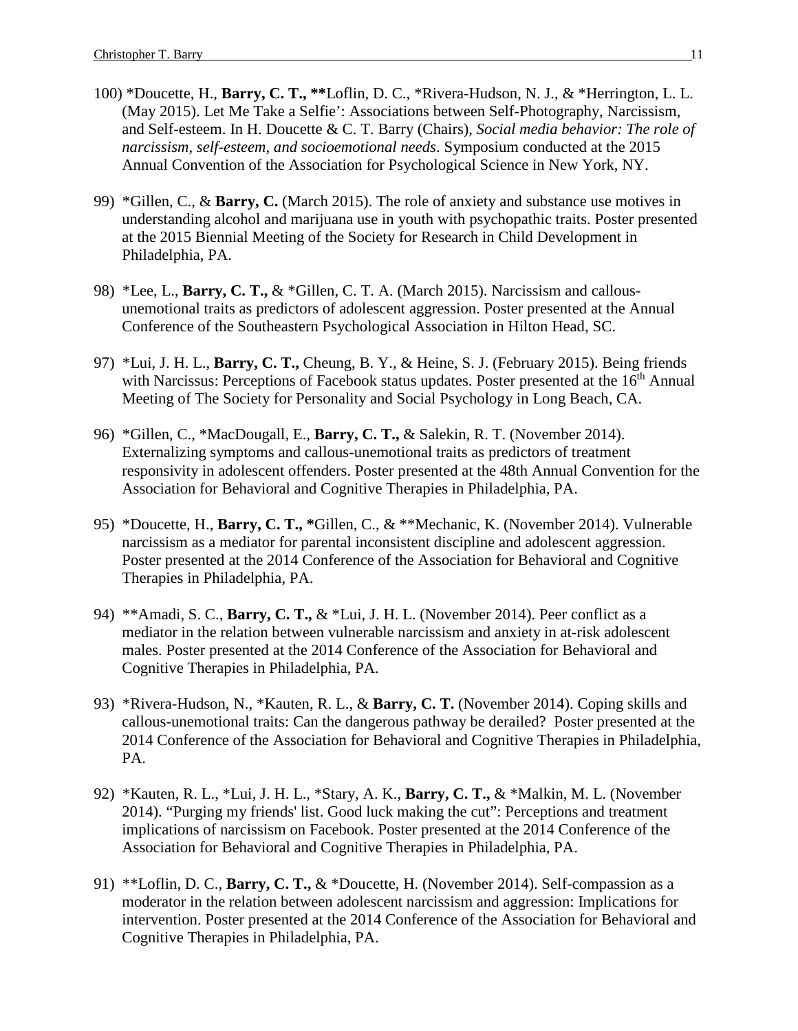100) *Doucette, H., **Barry, C. T., ****Loflin, D. C., *Rivera-Hudson, N. J., & *Herrington, L. L. (May 2015). Let Me Take a Selfie': Associations between Self-Photography, Narcissism, and Self-esteem. In H. Doucette & C. T. Barry (Chairs), *Social media behavior: The role of narcissism, self-esteem, and socioemotional needs*. Symposium conducted at the 2015 Annual Convention of the Association for Psychological Science in New York, NY.

99) *Gillen, C., & **Barry, C.** (March 2015). The role of anxiety and substance use motives in understanding alcohol and marijuana use in youth with psychopathic traits. Poster presented at the 2015 Biennial Meeting of the Society for Research in Child Development in Philadelphia, PA.

98) *Lee, L., **Barry, C. T.,** & *Gillen, C. T. A. (March 2015). Narcissism and callous-unemotional traits as predictors of adolescent aggression. Poster presented at the Annual Conference of the Southeastern Psychological Association in Hilton Head, SC.

97) *Lui, J. H. L., **Barry, C. T.,** Cheung, B. Y., & Heine, S. J. (February 2015). Being friends with Narcissus: Perceptions of Facebook status updates. Poster presented at the 16th Annual Meeting of The Society for Personality and Social Psychology in Long Beach, CA.

96) *Gillen, C., *MacDougall, E., **Barry, C. T.,** & Salekin, R. T. (November 2014). Externalizing symptoms and callous-unemotional traits as predictors of treatment responsivity in adolescent offenders. Poster presented at the 48th Annual Convention for the Association for Behavioral and Cognitive Therapies in Philadelphia, PA.

95) *Doucette, H., **Barry, C. T., ***Gillen, C., & **Mechanic, K. (November 2014). Vulnerable narcissism as a mediator for parental inconsistent discipline and adolescent aggression. Poster presented at the 2014 Conference of the Association for Behavioral and Cognitive Therapies in Philadelphia, PA.

94) **Amadi, S. C., **Barry, C. T.,** & *Lui, J. H. L. (November 2014). Peer conflict as a mediator in the relation between vulnerable narcissism and anxiety in at-risk adolescent males. Poster presented at the 2014 Conference of the Association for Behavioral and Cognitive Therapies in Philadelphia, PA.

93) *Rivera-Hudson, N., *Kauten, R. L., & **Barry, C. T.** (November 2014). Coping skills and callous-unemotional traits: Can the dangerous pathway be derailed? Poster presented at the 2014 Conference of the Association for Behavioral and Cognitive Therapies in Philadelphia, PA.

92) *Kauten, R. L., *Lui, J. H. L., *Stary, A. K., **Barry, C. T.,** & *Malkin, M. L. (November 2014). "Purging my friends' list. Good luck making the cut": Perceptions and treatment implications of narcissism on Facebook. Poster presented at the 2014 Conference of the Association for Behavioral and Cognitive Therapies in Philadelphia, PA.

91) **Loflin, D. C., **Barry, C. T.,** & *Doucette, H. (November 2014). Self-compassion as a moderator in the relation between adolescent narcissism and aggression: Implications for intervention. Poster presented at the 2014 Conference of the Association for Behavioral and Cognitive Therapies in Philadelphia, PA.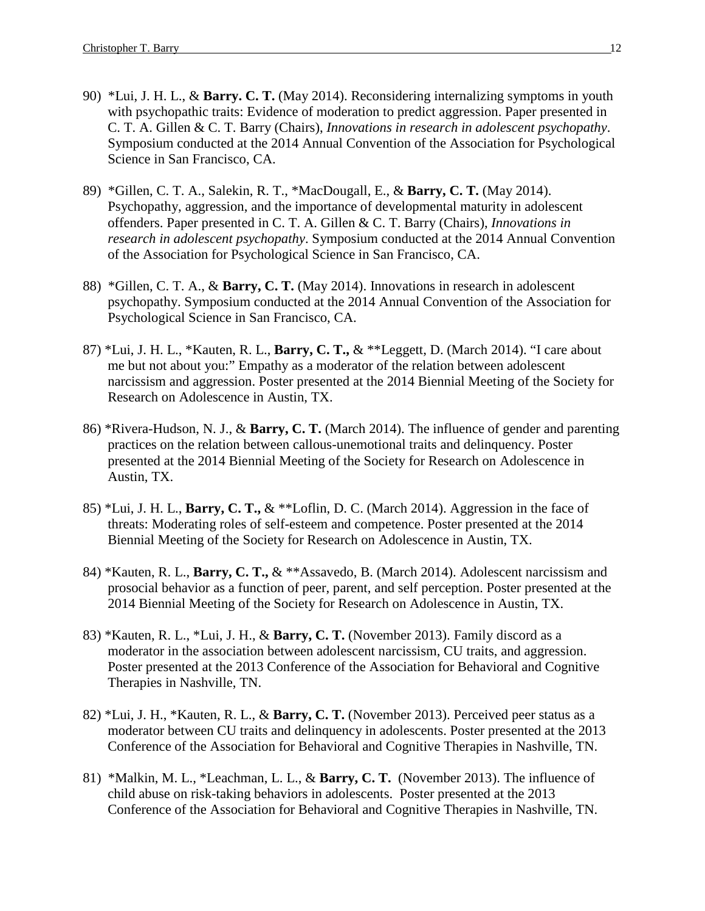90) *Lui, J. H. L., & **Barry. C. T.** (May 2014). Reconsidering internalizing symptoms in youth with psychopathic traits: Evidence of moderation to predict aggression. Paper presented in C. T. A. Gillen & C. T. Barry (Chairs), *Innovations in research in adolescent psychopathy*. Symposium conducted at the 2014 Annual Convention of the Association for Psychological Science in San Francisco, CA.

89) *Gillen, C. T. A., Salekin, R. T., *MacDougall, E., & **Barry, C. T.** (May 2014). Psychopathy, aggression, and the importance of developmental maturity in adolescent offenders. Paper presented in C. T. A. Gillen & C. T. Barry (Chairs), *Innovations in research in adolescent psychopathy*. Symposium conducted at the 2014 Annual Convention of the Association for Psychological Science in San Francisco, CA.

88) *Gillen, C. T. A., & **Barry, C. T.** (May 2014). Innovations in research in adolescent psychopathy. Symposium conducted at the 2014 Annual Convention of the Association for Psychological Science in San Francisco, CA.

87) *Lui, J. H. L., *Kauten, R. L., **Barry, C. T.,** & **Leggett, D. (March 2014). "I care about me but not about you:" Empathy as a moderator of the relation between adolescent narcissism and aggression. Poster presented at the 2014 Biennial Meeting of the Society for Research on Adolescence in Austin, TX.

86) *Rivera-Hudson, N. J., & **Barry, C. T.** (March 2014). The influence of gender and parenting practices on the relation between callous-unemotional traits and delinquency. Poster presented at the 2014 Biennial Meeting of the Society for Research on Adolescence in Austin, TX.

85) *Lui, J. H. L., **Barry, C. T.,** & **Loflin, D. C. (March 2014). Aggression in the face of threats: Moderating roles of self-esteem and competence. Poster presented at the 2014 Biennial Meeting of the Society for Research on Adolescence in Austin, TX.

84) *Kauten, R. L., **Barry, C. T.,** & **Assavedo, B. (March 2014). Adolescent narcissism and prosocial behavior as a function of peer, parent, and self perception. Poster presented at the 2014 Biennial Meeting of the Society for Research on Adolescence in Austin, TX.

83) *Kauten, R. L., *Lui, J. H., & **Barry, C. T.** (November 2013). Family discord as a moderator in the association between adolescent narcissism, CU traits, and aggression. Poster presented at the 2013 Conference of the Association for Behavioral and Cognitive Therapies in Nashville, TN.

82) *Lui, J. H., *Kauten, R. L., & **Barry, C. T.** (November 2013). Perceived peer status as a moderator between CU traits and delinquency in adolescents. Poster presented at the 2013 Conference of the Association for Behavioral and Cognitive Therapies in Nashville, TN.

81) *Malkin, M. L., *Leachman, L. L., & **Barry, C. T.** (November 2013). The influence of child abuse on risk-taking behaviors in adolescents. Poster presented at the 2013 Conference of the Association for Behavioral and Cognitive Therapies in Nashville, TN.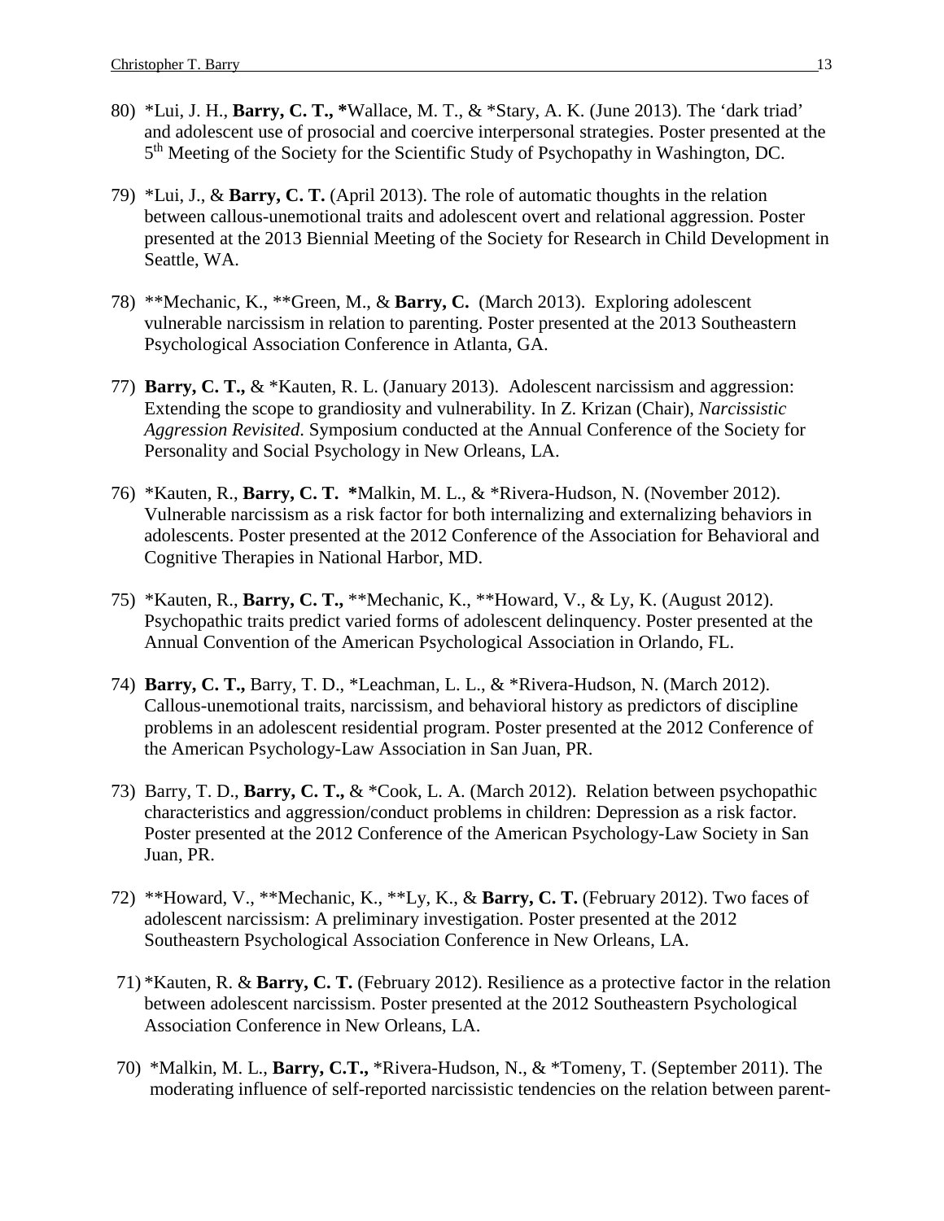80) *Lui, J. H., **Barry, C. T., ***Wallace, M. T., & *Stary, A. K. (June 2013). The 'dark triad' and adolescent use of prosocial and coercive interpersonal strategies. Poster presented at the 5th Meeting of the Society for the Scientific Study of Psychopathy in Washington, DC.

79) *Lui, J., & **Barry, C. T.** (April 2013). The role of automatic thoughts in the relation between callous-unemotional traits and adolescent overt and relational aggression. Poster presented at the 2013 Biennial Meeting of the Society for Research in Child Development in Seattle, WA.

78) **Mechanic, K., **Green, M., & **Barry, C.** (March 2013). Exploring adolescent vulnerable narcissism in relation to parenting. Poster presented at the 2013 Southeastern Psychological Association Conference in Atlanta, GA.

77) **Barry, C. T.,** & *Kauten, R. L. (January 2013). Adolescent narcissism and aggression: Extending the scope to grandiosity and vulnerability. In Z. Krizan (Chair), *Narcissistic Aggression Revisited*. Symposium conducted at the Annual Conference of the Society for Personality and Social Psychology in New Orleans, LA.

76) *Kauten, R., **Barry, C. T. ***Malkin, M. L., & *Rivera-Hudson, N. (November 2012). Vulnerable narcissism as a risk factor for both internalizing and externalizing behaviors in adolescents. Poster presented at the 2012 Conference of the Association for Behavioral and Cognitive Therapies in National Harbor, MD.

75) *Kauten, R., **Barry, C. T.,** **Mechanic, K., **Howard, V., & Ly, K. (August 2012). Psychopathic traits predict varied forms of adolescent delinquency. Poster presented at the Annual Convention of the American Psychological Association in Orlando, FL.

74) **Barry, C. T.,** Barry, T. D., *Leachman, L. L., & *Rivera-Hudson, N. (March 2012). Callous-unemotional traits, narcissism, and behavioral history as predictors of discipline problems in an adolescent residential program. Poster presented at the 2012 Conference of the American Psychology-Law Association in San Juan, PR.

73) Barry, T. D., **Barry, C. T.,** & *Cook, L. A. (March 2012). Relation between psychopathic characteristics and aggression/conduct problems in children: Depression as a risk factor. Poster presented at the 2012 Conference of the American Psychology-Law Society in San Juan, PR.

72) **Howard, V., **Mechanic, K., **Ly, K., & **Barry, C. T.** (February 2012). Two faces of adolescent narcissism: A preliminary investigation. Poster presented at the 2012 Southeastern Psychological Association Conference in New Orleans, LA.

71) *Kauten, R. & **Barry, C. T.** (February 2012). Resilience as a protective factor in the relation between adolescent narcissism. Poster presented at the 2012 Southeastern Psychological Association Conference in New Orleans, LA.

70) *Malkin, M. L., **Barry, C.T.,** *Rivera-Hudson, N., & *Tomeny, T. (September 2011). The moderating influence of self-reported narcissistic tendencies on the relation between parent-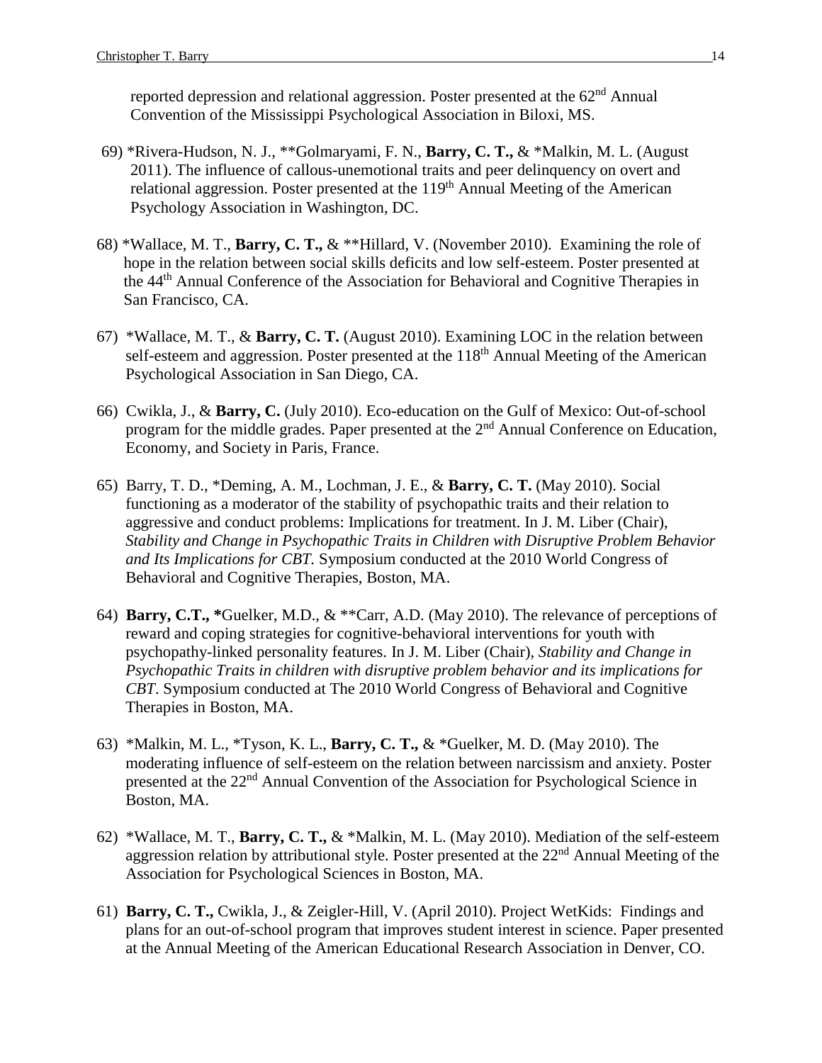reported depression and relational aggression. Poster presented at the 62nd Annual Convention of the Mississippi Psychological Association in Biloxi, MS.

69) *Rivera-Hudson, N. J., **Golmaryami, F. N., **Barry, C. T.,** & *Malkin, M. L. (August 2011). The influence of callous-unemotional traits and peer delinquency on overt and relational aggression. Poster presented at the 119th Annual Meeting of the American Psychology Association in Washington, DC.

68) *Wallace, M. T., **Barry, C. T.,** & **Hillard, V. (November 2010). Examining the role of hope in the relation between social skills deficits and low self-esteem. Poster presented at the 44th Annual Conference of the Association for Behavioral and Cognitive Therapies in San Francisco, CA.

67) *Wallace, M. T., & **Barry, C. T.** (August 2010). Examining LOC in the relation between self-esteem and aggression. Poster presented at the 118th Annual Meeting of the American Psychological Association in San Diego, CA.

66) Cwikla, J., & **Barry, C.** (July 2010). Eco-education on the Gulf of Mexico: Out-of-school program for the middle grades. Paper presented at the 2nd Annual Conference on Education, Economy, and Society in Paris, France.

65) Barry, T. D., *Deming, A. M., Lochman, J. E., & **Barry, C. T.** (May 2010). Social functioning as a moderator of the stability of psychopathic traits and their relation to aggressive and conduct problems: Implications for treatment. In J. M. Liber (Chair), *Stability and Change in Psychopathic Traits in Children with Disruptive Problem Behavior and Its Implications for CBT.* Symposium conducted at the 2010 World Congress of Behavioral and Cognitive Therapies, Boston, MA.

64) **Barry, C.T., ***Guelker, M.D., & **Carr, A.D. (May 2010). The relevance of perceptions of reward and coping strategies for cognitive-behavioral interventions for youth with psychopathy-linked personality features. In J. M. Liber (Chair), *Stability and Change in Psychopathic Traits in children with disruptive problem behavior and its implications for CBT*. Symposium conducted at The 2010 World Congress of Behavioral and Cognitive Therapies in Boston, MA.

63) *Malkin, M. L., *Tyson, K. L., **Barry, C. T.,** & *Guelker, M. D. (May 2010). The moderating influence of self-esteem on the relation between narcissism and anxiety. Poster presented at the 22nd Annual Convention of the Association for Psychological Science in Boston, MA.

62) *Wallace, M. T., **Barry, C. T.,** & *Malkin, M. L. (May 2010). Mediation of the self-esteem aggression relation by attributional style. Poster presented at the 22nd Annual Meeting of the Association for Psychological Sciences in Boston, MA.

61) **Barry, C. T.,** Cwikla, J., & Zeigler-Hill, V. (April 2010). Project WetKids: Findings and plans for an out-of-school program that improves student interest in science. Paper presented at the Annual Meeting of the American Educational Research Association in Denver, CO.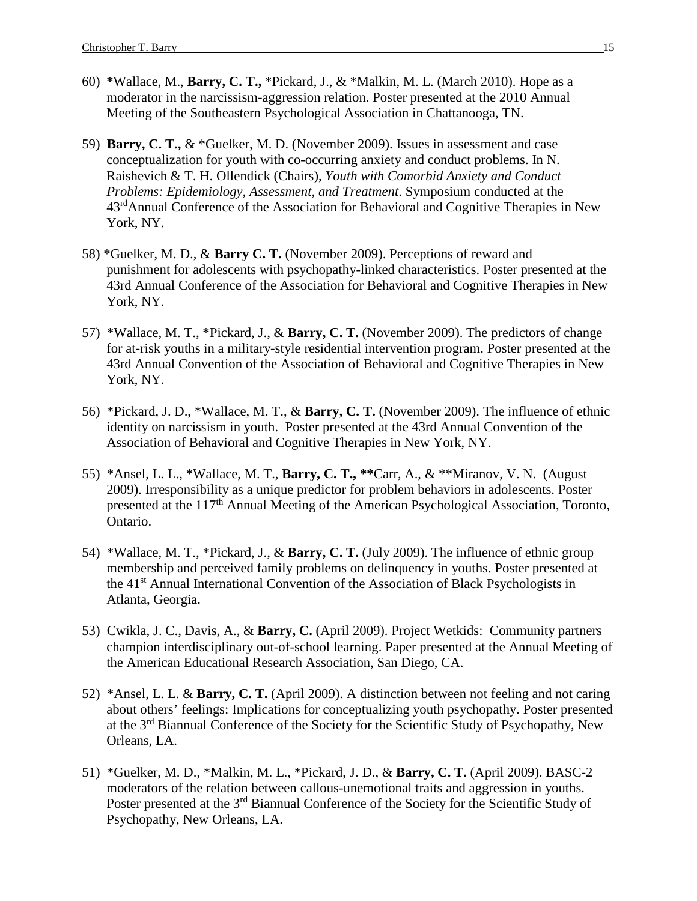60) ***Wallace, M., **Barry, C. T.,** *Pickard, J., & *Malkin, M. L. (March 2010). Hope as a moderator in the narcissism-aggression relation. Poster presented at the 2010 Annual Meeting of the Southeastern Psychological Association in Chattanooga, TN.

59) **Barry, C. T.,** & *Guelker, M. D. (November 2009). Issues in assessment and case conceptualization for youth with co-occurring anxiety and conduct problems. In N. Raishevich & T. H. Ollendick (Chairs), *Youth with Comorbid Anxiety and Conduct Problems: Epidemiology, Assessment, and Treatment*. Symposium conducted at the 43rd Annual Conference of the Association for Behavioral and Cognitive Therapies in New York, NY.

58) *Guelker, M. D., & **Barry C. T.** (November 2009). Perceptions of reward and punishment for adolescents with psychopathy-linked characteristics. Poster presented at the 43rd Annual Conference of the Association for Behavioral and Cognitive Therapies in New York, NY.

57) *Wallace, M. T., *Pickard, J., & **Barry, C. T.** (November 2009). The predictors of change for at-risk youths in a military-style residential intervention program. Poster presented at the 43rd Annual Convention of the Association of Behavioral and Cognitive Therapies in New York, NY.

56) *Pickard, J. D., *Wallace, M. T., & **Barry, C. T.** (November 2009). The influence of ethnic identity on narcissism in youth. Poster presented at the 43rd Annual Convention of the Association of Behavioral and Cognitive Therapies in New York, NY.

55) *Ansel, L. L., *Wallace, M. T., **Barry, C. T., ****Carr, A., & **Miranov, V. N. (August 2009). Irresponsibility as a unique predictor for problem behaviors in adolescents. Poster presented at the 117th Annual Meeting of the American Psychological Association, Toronto, Ontario.

54) *Wallace, M. T., *Pickard, J., & **Barry, C. T.** (July 2009). The influence of ethnic group membership and perceived family problems on delinquency in youths. Poster presented at the 41st Annual International Convention of the Association of Black Psychologists in Atlanta, Georgia.

53) Cwikla, J. C., Davis, A., & **Barry, C.** (April 2009). Project Wetkids: Community partners champion interdisciplinary out-of-school learning. Paper presented at the Annual Meeting of the American Educational Research Association, San Diego, CA.

52) *Ansel, L. L. & **Barry, C. T.** (April 2009). A distinction between not feeling and not caring about others' feelings: Implications for conceptualizing youth psychopathy. Poster presented at the 3rd Biannual Conference of the Society for the Scientific Study of Psychopathy, New Orleans, LA.

51) *Guelker, M. D., *Malkin, M. L., *Pickard, J. D., & **Barry, C. T.** (April 2009). BASC-2 moderators of the relation between callous-unemotional traits and aggression in youths. Poster presented at the 3rd Biannual Conference of the Society for the Scientific Study of Psychopathy, New Orleans, LA.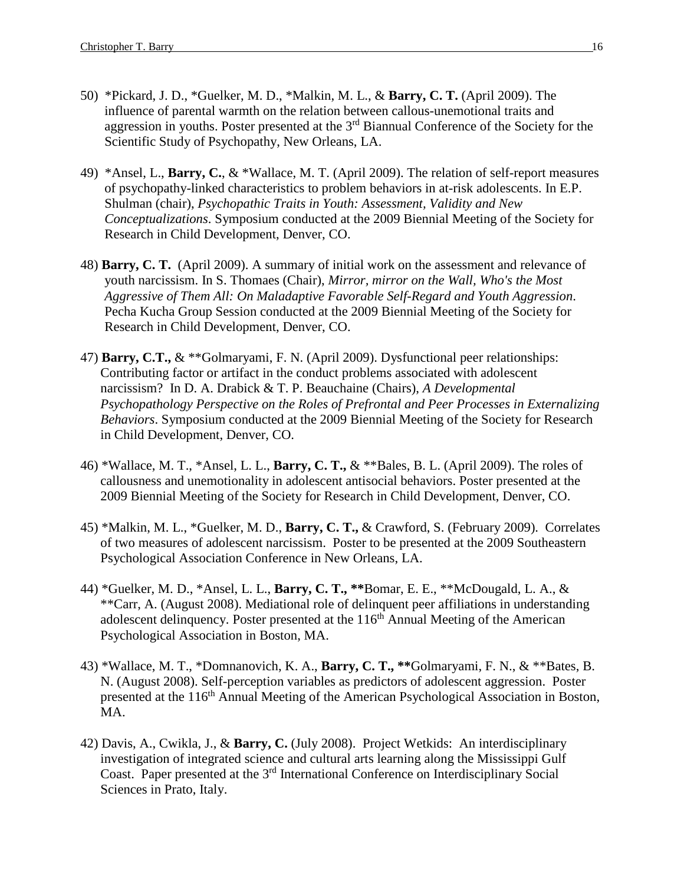50) *Pickard, J. D., *Guelker, M. D., *Malkin, M. L., & **Barry, C. T.** (April 2009). The influence of parental warmth on the relation between callous-unemotional traits and aggression in youths. Poster presented at the 3rd Biannual Conference of the Society for the Scientific Study of Psychopathy, New Orleans, LA.

49) *Ansel, L., **Barry, C.**, & *Wallace, M. T. (April 2009). The relation of self-report measures of psychopathy-linked characteristics to problem behaviors in at-risk adolescents. In E.P. Shulman (chair), *Psychopathic Traits in Youth: Assessment, Validity and New Conceptualizations*. Symposium conducted at the 2009 Biennial Meeting of the Society for Research in Child Development, Denver, CO.

48) **Barry, C. T.** (April 2009). A summary of initial work on the assessment and relevance of youth narcissism. In S. Thomaes (Chair), *Mirror, mirror on the Wall, Who's the Most Aggressive of Them All: On Maladaptive Favorable Self-Regard and Youth Aggression*. Pecha Kucha Group Session conducted at the 2009 Biennial Meeting of the Society for Research in Child Development, Denver, CO.

47) **Barry, C.T.,** & **Golmaryami, F. N. (April 2009). Dysfunctional peer relationships: Contributing factor or artifact in the conduct problems associated with adolescent narcissism? In D. A. Drabick & T. P. Beauchaine (Chairs), *A Developmental Psychopathology Perspective on the Roles of Prefrontal and Peer Processes in Externalizing Behaviors*. Symposium conducted at the 2009 Biennial Meeting of the Society for Research in Child Development, Denver, CO.

46) *Wallace, M. T., *Ansel, L. L., **Barry, C. T.,** & **Bales, B. L. (April 2009). The roles of callousness and unemotionality in adolescent antisocial behaviors. Poster presented at the 2009 Biennial Meeting of the Society for Research in Child Development, Denver, CO.

45) *Malkin, M. L., *Guelker, M. D., **Barry, C. T.,** & Crawford, S. (February 2009). Correlates of two measures of adolescent narcissism. Poster to be presented at the 2009 Southeastern Psychological Association Conference in New Orleans, LA.

44) *Guelker, M. D., *Ansel, L. L., **Barry, C. T., ****Bomar, E. E., **McDougald, L. A., & **Carr, A. (August 2008). Mediational role of delinquent peer affiliations in understanding adolescent delinquency. Poster presented at the 116th Annual Meeting of the American Psychological Association in Boston, MA.

43) *Wallace, M. T., *Domnanovich, K. A., **Barry, C. T., ****Golmaryami, F. N., & **Bates, B. N. (August 2008). Self-perception variables as predictors of adolescent aggression. Poster presented at the 116th Annual Meeting of the American Psychological Association in Boston, MA.

42) Davis, A., Cwikla, J., & **Barry, C.** (July 2008). Project Wetkids: An interdisciplinary investigation of integrated science and cultural arts learning along the Mississippi Gulf Coast. Paper presented at the 3rd International Conference on Interdisciplinary Social Sciences in Prato, Italy.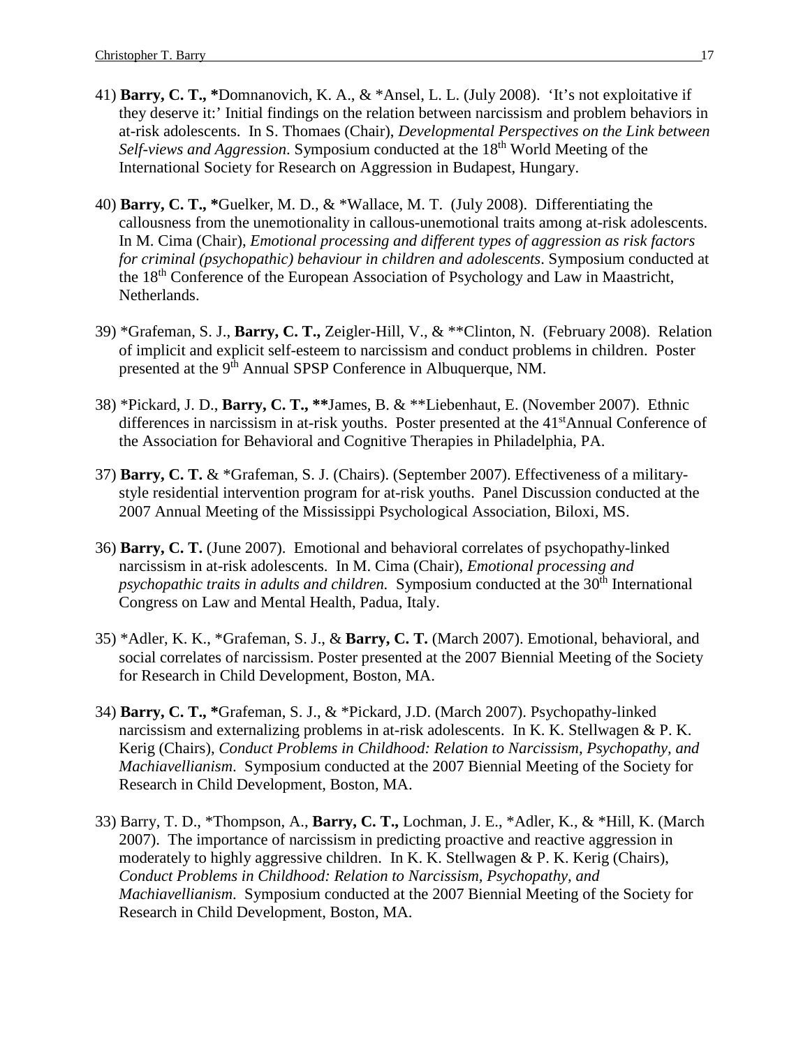41) **Barry, C. T., \***Domnanovich, K. A., & \*Ansel, L. L. (July 2008). 'It's not exploitative if they deserve it:' Initial findings on the relation between narcissism and problem behaviors in at-risk adolescents. In S. Thomaes (Chair), *Developmental Perspectives on the Link between Self-views and Aggression*. Symposium conducted at the 18th World Meeting of the International Society for Research on Aggression in Budapest, Hungary.

40) **Barry, C. T., \***Guelker, M. D., & \*Wallace, M. T. (July 2008). Differentiating the callousness from the unemotionality in callous-unemotional traits among at-risk adolescents. In M. Cima (Chair), *Emotional processing and different types of aggression as risk factors for criminal (psychopathic) behaviour in children and adolescents*. Symposium conducted at the 18th Conference of the European Association of Psychology and Law in Maastricht, Netherlands.

39) \*Grafeman, S. J., **Barry, C. T.,** Zeigler-Hill, V., & \*\*Clinton, N. (February 2008). Relation of implicit and explicit self-esteem to narcissism and conduct problems in children. Poster presented at the 9th Annual SPSP Conference in Albuquerque, NM.

38) \*Pickard, J. D., **Barry, C. T., \*\***James, B. & \*\*Liebenhaut, E. (November 2007). Ethnic differences in narcissism in at-risk youths. Poster presented at the 41stAnnual Conference of the Association for Behavioral and Cognitive Therapies in Philadelphia, PA.

37) **Barry, C. T.** & \*Grafeman, S. J. (Chairs). (September 2007). Effectiveness of a military-style residential intervention program for at-risk youths. Panel Discussion conducted at the 2007 Annual Meeting of the Mississippi Psychological Association, Biloxi, MS.

36) **Barry, C. T.** (June 2007). Emotional and behavioral correlates of psychopathy-linked narcissism in at-risk adolescents. In M. Cima (Chair), *Emotional processing and psychopathic traits in adults and children.* Symposium conducted at the 30th International Congress on Law and Mental Health, Padua, Italy.

35) \*Adler, K. K., \*Grafeman, S. J., & **Barry, C. T.** (March 2007). Emotional, behavioral, and social correlates of narcissism. Poster presented at the 2007 Biennial Meeting of the Society for Research in Child Development, Boston, MA.

34) **Barry, C. T., \***Grafeman, S. J., & \*Pickard, J.D. (March 2007). Psychopathy-linked narcissism and externalizing problems in at-risk adolescents. In K. K. Stellwagen & P. K. Kerig (Chairs), *Conduct Problems in Childhood: Relation to Narcissism, Psychopathy, and Machiavellianism*. Symposium conducted at the 2007 Biennial Meeting of the Society for Research in Child Development, Boston, MA.

33) Barry, T. D., \*Thompson, A., **Barry, C. T.,** Lochman, J. E., \*Adler, K., & \*Hill, K. (March 2007). The importance of narcissism in predicting proactive and reactive aggression in moderately to highly aggressive children. In K. K. Stellwagen & P. K. Kerig (Chairs), *Conduct Problems in Childhood: Relation to Narcissism, Psychopathy, and Machiavellianism*. Symposium conducted at the 2007 Biennial Meeting of the Society for Research in Child Development, Boston, MA.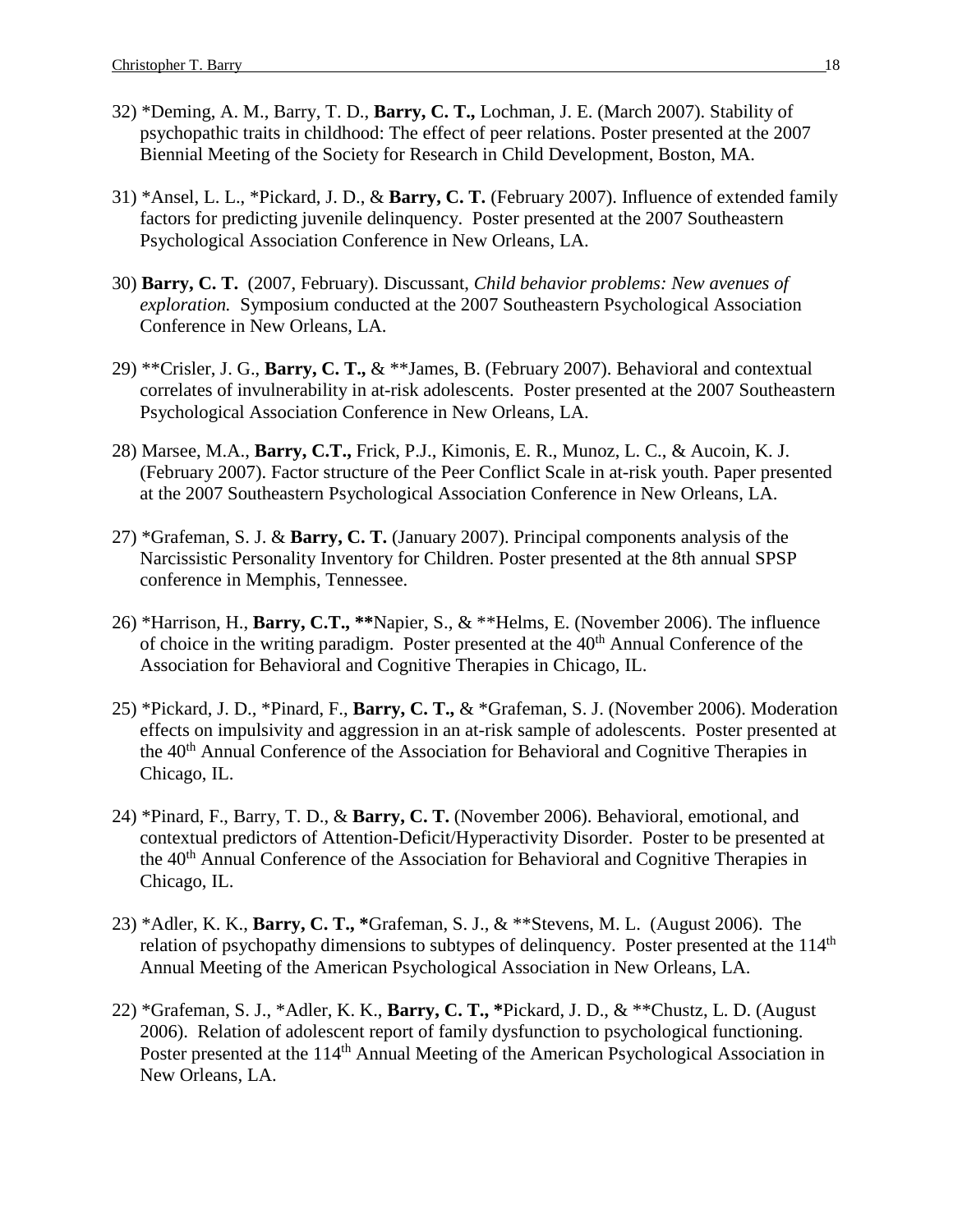32) *Deming, A. M., Barry, T. D., **Barry, C. T.,** Lochman, J. E. (March 2007). Stability of psychopathic traits in childhood: The effect of peer relations. Poster presented at the 2007 Biennial Meeting of the Society for Research in Child Development, Boston, MA.

31) *Ansel, L. L., *Pickard, J. D., & **Barry, C. T.** (February 2007). Influence of extended family factors for predicting juvenile delinquency. Poster presented at the 2007 Southeastern Psychological Association Conference in New Orleans, LA.

30) **Barry, C. T.** (2007, February). Discussant, *Child behavior problems: New avenues of exploration.* Symposium conducted at the 2007 Southeastern Psychological Association Conference in New Orleans, LA.

29) **Crisler, J. G., **Barry, C. T.,** & **James, B. (February 2007). Behavioral and contextual correlates of invulnerability in at-risk adolescents. Poster presented at the 2007 Southeastern Psychological Association Conference in New Orleans, LA.

28) Marsee, M.A., **Barry, C.T.,** Frick, P.J., Kimonis, E. R., Munoz, L. C., & Aucoin, K. J. (February 2007). Factor structure of the Peer Conflict Scale in at-risk youth. Paper presented at the 2007 Southeastern Psychological Association Conference in New Orleans, LA.

27) *Grafeman, S. J. & **Barry, C. T.** (January 2007). Principal components analysis of the Narcissistic Personality Inventory for Children. Poster presented at the 8th annual SPSP conference in Memphis, Tennessee.

26) *Harrison, H., **Barry, C.T., \*\***Napier, S., & **Helms, E. (November 2006). The influence of choice in the writing paradigm. Poster presented at the 40th Annual Conference of the Association for Behavioral and Cognitive Therapies in Chicago, IL.

25) *Pickard, J. D., *Pinard, F., **Barry, C. T.,** & *Grafeman, S. J. (November 2006). Moderation effects on impulsivity and aggression in an at-risk sample of adolescents. Poster presented at the 40th Annual Conference of the Association for Behavioral and Cognitive Therapies in Chicago, IL.

24) *Pinard, F., Barry, T. D., & **Barry, C. T.** (November 2006). Behavioral, emotional, and contextual predictors of Attention-Deficit/Hyperactivity Disorder. Poster to be presented at the 40th Annual Conference of the Association for Behavioral and Cognitive Therapies in Chicago, IL.

23) *Adler, K. K., **Barry, C. T., \***Grafeman, S. J., & **Stevens, M. L. (August 2006). The relation of psychopathy dimensions to subtypes of delinquency. Poster presented at the 114th Annual Meeting of the American Psychological Association in New Orleans, LA.

22) *Grafeman, S. J., *Adler, K. K., **Barry, C. T., \***Pickard, J. D., & **Chustz, L. D. (August 2006). Relation of adolescent report of family dysfunction to psychological functioning. Poster presented at the 114th Annual Meeting of the American Psychological Association in New Orleans, LA.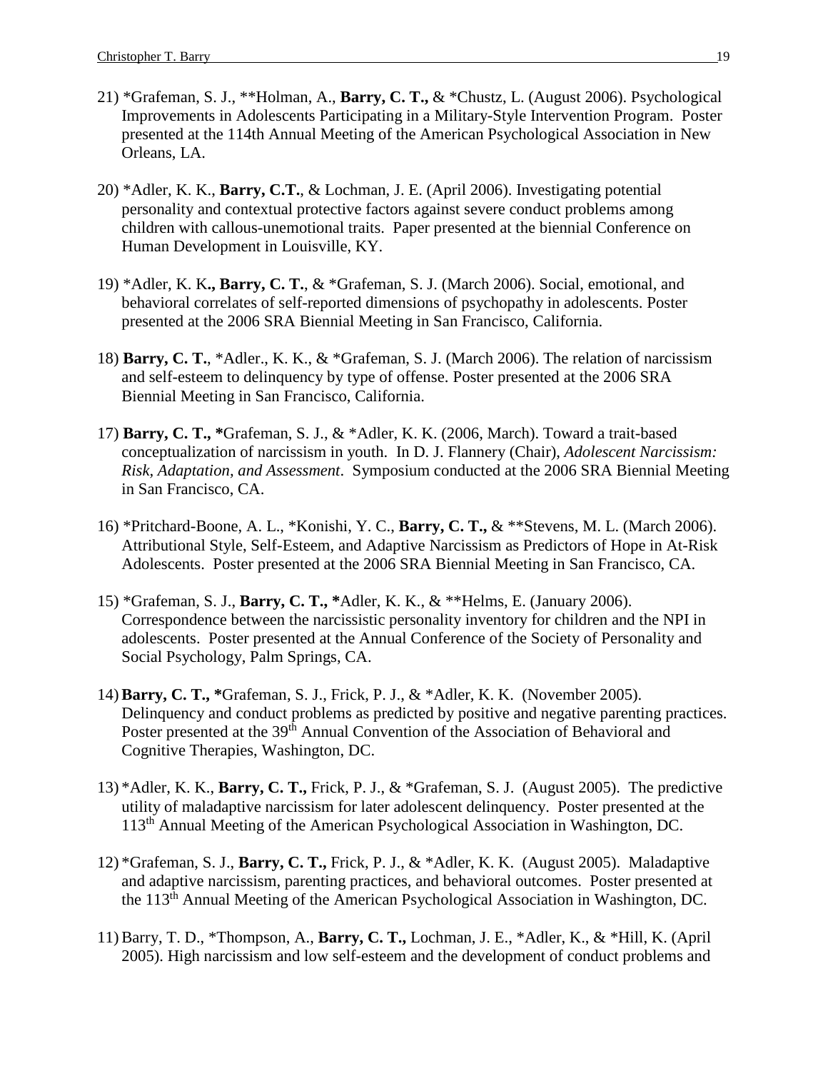21) *Grafeman, S. J., **Holman, A., **Barry, C. T.,** & *Chustz, L. (August 2006). Psychological Improvements in Adolescents Participating in a Military-Style Intervention Program. Poster presented at the 114th Annual Meeting of the American Psychological Association in New Orleans, LA.

20) *Adler, K. K., **Barry, C.T.**, & Lochman, J. E. (April 2006). Investigating potential personality and contextual protective factors against severe conduct problems among children with callous-unemotional traits. Paper presented at the biennial Conference on Human Development in Louisville, KY.

19) *Adler, K. K**., Barry, C. T.**, & *Grafeman, S. J. (March 2006). Social, emotional, and behavioral correlates of self-reported dimensions of psychopathy in adolescents. Poster presented at the 2006 SRA Biennial Meeting in San Francisco, California.

18) **Barry, C. T.**, *Adler., K. K., & *Grafeman, S. J. (March 2006). The relation of narcissism and self-esteem to delinquency by type of offense. Poster presented at the 2006 SRA Biennial Meeting in San Francisco, California.

17) **Barry, C. T., ***Grafeman, S. J., & *Adler, K. K. (2006, March). Toward a trait-based conceptualization of narcissism in youth. In D. J. Flannery (Chair), *Adolescent Narcissism: Risk, Adaptation, and Assessment*. Symposium conducted at the 2006 SRA Biennial Meeting in San Francisco, CA.

16) *Pritchard-Boone, A. L., *Konishi, Y. C., **Barry, C. T.,** & **Stevens, M. L. (March 2006). Attributional Style, Self-Esteem, and Adaptive Narcissism as Predictors of Hope in At-Risk Adolescents. Poster presented at the 2006 SRA Biennial Meeting in San Francisco, CA.

15) *Grafeman, S. J., **Barry, C. T., ***Adler, K. K., & **Helms, E. (January 2006). Correspondence between the narcissistic personality inventory for children and the NPI in adolescents. Poster presented at the Annual Conference of the Society of Personality and Social Psychology, Palm Springs, CA.

14) **Barry, C. T., ***Grafeman, S. J., Frick, P. J., & *Adler, K. K. (November 2005). Delinquency and conduct problems as predicted by positive and negative parenting practices. Poster presented at the 39th Annual Convention of the Association of Behavioral and Cognitive Therapies, Washington, DC.

13) *Adler, K. K., **Barry, C. T.,** Frick, P. J., & *Grafeman, S. J. (August 2005). The predictive utility of maladaptive narcissism for later adolescent delinquency. Poster presented at the 113th Annual Meeting of the American Psychological Association in Washington, DC.

12) *Grafeman, S. J., **Barry, C. T.,** Frick, P. J., & *Adler, K. K. (August 2005). Maladaptive and adaptive narcissism, parenting practices, and behavioral outcomes. Poster presented at the 113th Annual Meeting of the American Psychological Association in Washington, DC.

11) Barry, T. D., *Thompson, A., **Barry, C. T.,** Lochman, J. E., *Adler, K., & *Hill, K. (April 2005). High narcissism and low self-esteem and the development of conduct problems and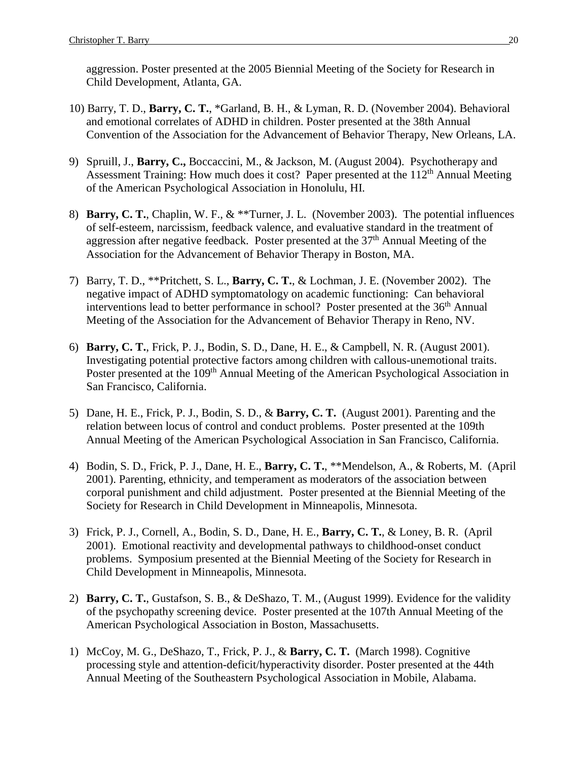aggression. Poster presented at the 2005 Biennial Meeting of the Society for Research in Child Development, Atlanta, GA.

10) Barry, T. D., **Barry, C. T.**, *Garland, B. H., & Lyman, R. D. (November 2004). Behavioral and emotional correlates of ADHD in children. Poster presented at the 38th Annual Convention of the Association for the Advancement of Behavior Therapy, New Orleans, LA.

9) Spruill, J., **Barry, C.,** Boccaccini, M., & Jackson, M. (August 2004). Psychotherapy and Assessment Training: How much does it cost? Paper presented at the 112th Annual Meeting of the American Psychological Association in Honolulu, HI.

8) **Barry, C. T.**, Chaplin, W. F., & **Turner, J. L. (November 2003). The potential influences of self-esteem, narcissism, feedback valence, and evaluative standard in the treatment of aggression after negative feedback. Poster presented at the 37th Annual Meeting of the Association for the Advancement of Behavior Therapy in Boston, MA.

7) Barry, T. D., **Pritchett, S. L., **Barry, C. T.**, & Lochman, J. E. (November 2002). The negative impact of ADHD symptomatology on academic functioning: Can behavioral interventions lead to better performance in school? Poster presented at the 36th Annual Meeting of the Association for the Advancement of Behavior Therapy in Reno, NV.

6) **Barry, C. T.**, Frick, P. J., Bodin, S. D., Dane, H. E., & Campbell, N. R. (August 2001). Investigating potential protective factors among children with callous-unemotional traits. Poster presented at the 109th Annual Meeting of the American Psychological Association in San Francisco, California.

5) Dane, H. E., Frick, P. J., Bodin, S. D., & **Barry, C. T.** (August 2001). Parenting and the relation between locus of control and conduct problems. Poster presented at the 109th Annual Meeting of the American Psychological Association in San Francisco, California.

4) Bodin, S. D., Frick, P. J., Dane, H. E., **Barry, C. T.**, **Mendelson, A., & Roberts, M. (April 2001). Parenting, ethnicity, and temperament as moderators of the association between corporal punishment and child adjustment. Poster presented at the Biennial Meeting of the Society for Research in Child Development in Minneapolis, Minnesota.

3) Frick, P. J., Cornell, A., Bodin, S. D., Dane, H. E., **Barry, C. T.**, & Loney, B. R. (April 2001). Emotional reactivity and developmental pathways to childhood-onset conduct problems. Symposium presented at the Biennial Meeting of the Society for Research in Child Development in Minneapolis, Minnesota.

2) **Barry, C. T.**, Gustafson, S. B., & DeShazo, T. M., (August 1999). Evidence for the validity of the psychopathy screening device. Poster presented at the 107th Annual Meeting of the American Psychological Association in Boston, Massachusetts.

1) McCoy, M. G., DeShazo, T., Frick, P. J., & **Barry, C. T.** (March 1998). Cognitive processing style and attention-deficit/hyperactivity disorder. Poster presented at the 44th Annual Meeting of the Southeastern Psychological Association in Mobile, Alabama.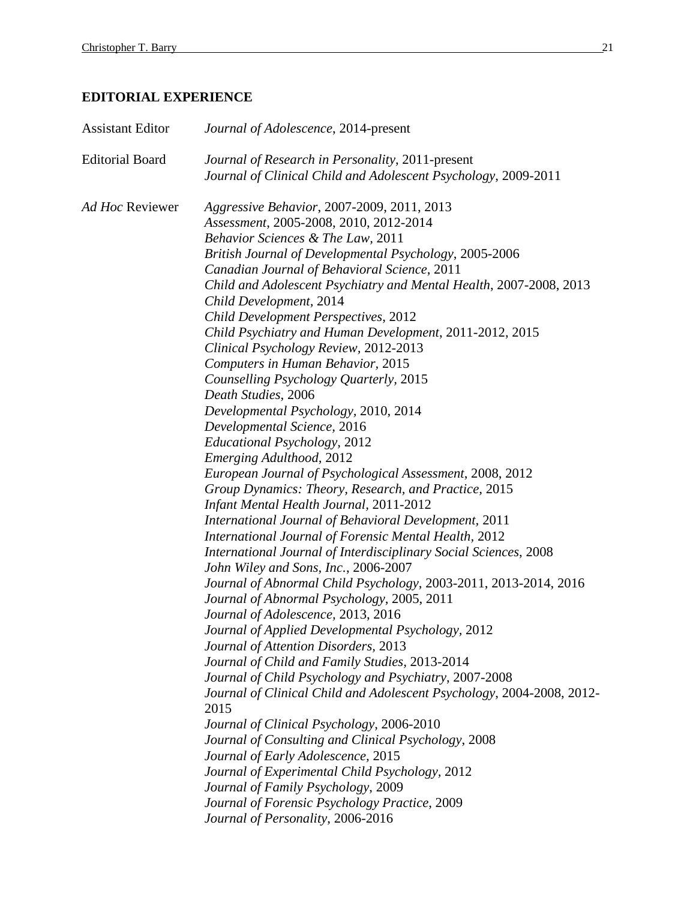## EDITORIAL EXPERIENCE

Assistant Editor — *Journal of Adolescence*, 2014-present

Editorial Board — *Journal of Research in Personality*, 2011-present
*Journal of Clinical Child and Adolescent Psychology*, 2009-2011

*Ad Hoc* Reviewer —
*Aggressive Behavior*, 2007-2009, 2011, 2013
*Assessment*, 2005-2008, 2010, 2012-2014
*Behavior Sciences & The Law*, 2011
*British Journal of Developmental Psychology*, 2005-2006
*Canadian Journal of Behavioral Science*, 2011
*Child and Adolescent Psychiatry and Mental Health*, 2007-2008, 2013
*Child Development*, 2014
*Child Development Perspectives*, 2012
*Child Psychiatry and Human Development*, 2011-2012, 2015
*Clinical Psychology Review*, 2012-2013
*Computers in Human Behavior*, 2015
*Counselling Psychology Quarterly*, 2015
*Death Studies*, 2006
*Developmental Psychology*, 2010, 2014
*Developmental Science*, 2016
*Educational Psychology*, 2012
*Emerging Adulthood*, 2012
*European Journal of Psychological Assessment*, 2008, 2012
*Group Dynamics: Theory, Research, and Practice*, 2015
*Infant Mental Health Journal*, 2011-2012
*International Journal of Behavioral Development*, 2011
*International Journal of Forensic Mental Health*, 2012
*International Journal of Interdisciplinary Social Sciences*, 2008
*John Wiley and Sons, Inc.*, 2006-2007
*Journal of Abnormal Child Psychology*, 2003-2011, 2013-2014, 2016
*Journal of Abnormal Psychology*, 2005, 2011
*Journal of Adolescence*, 2013, 2016
*Journal of Applied Developmental Psychology*, 2012
*Journal of Attention Disorders*, 2013
*Journal of Child and Family Studies*, 2013-2014
*Journal of Child Psychology and Psychiatry*, 2007-2008
*Journal of Clinical Child and Adolescent Psychology*, 2004-2008, 2012-2015
*Journal of Clinical Psychology*, 2006-2010
*Journal of Consulting and Clinical Psychology*, 2008
*Journal of Early Adolescence*, 2015
*Journal of Experimental Child Psychology*, 2012
*Journal of Family Psychology*, 2009
*Journal of Forensic Psychology Practice*, 2009
*Journal of Personality*, 2006-2016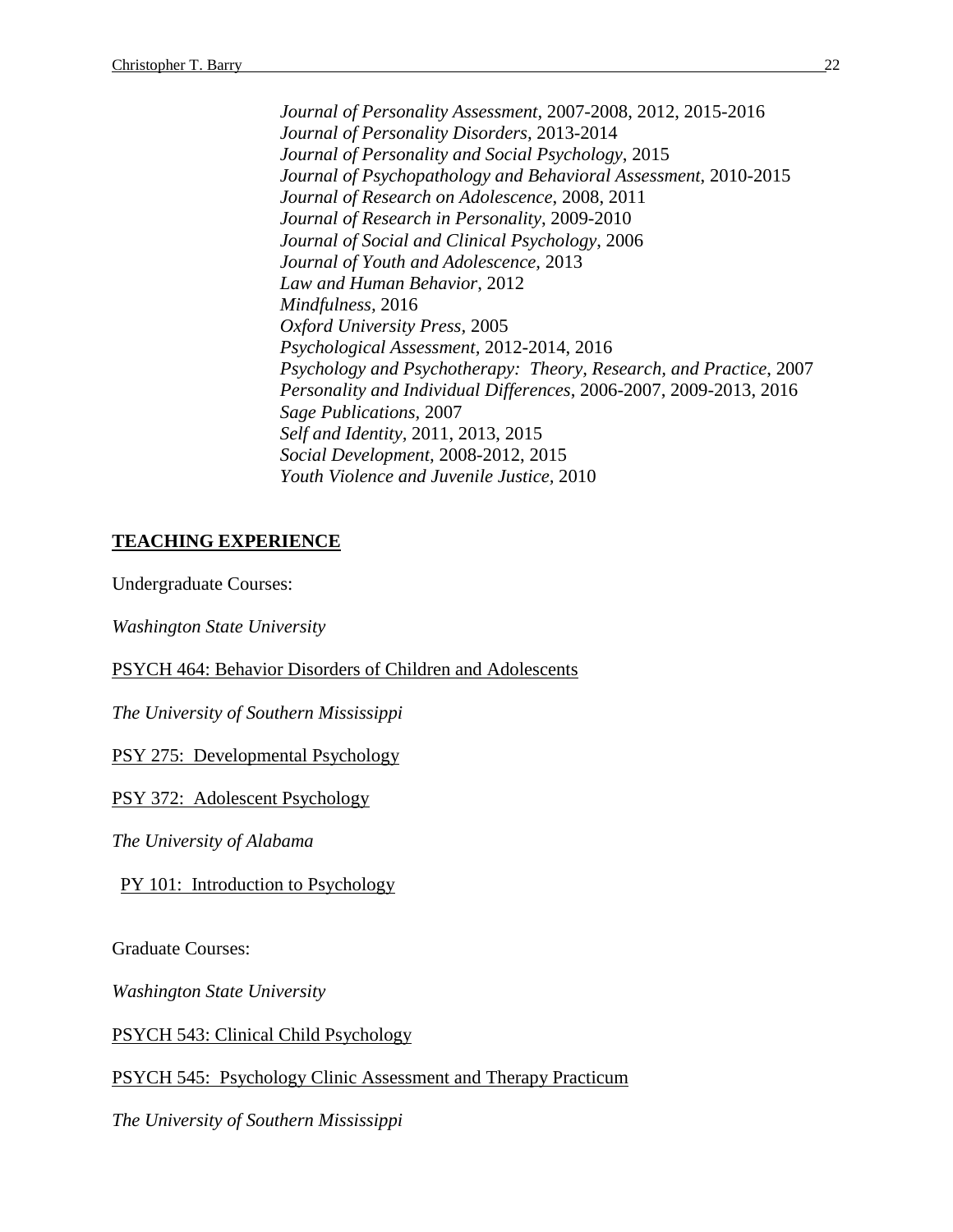*Journal of Personality Assessment*, 2007-2008, 2012, 2015-2016
*Journal of Personality Disorders*, 2013-2014
*Journal of Personality and Social Psychology*, 2015
*Journal of Psychopathology and Behavioral Assessment*, 2010-2015
*Journal of Research on Adolescence*, 2008, 2011
*Journal of Research in Personality*, 2009-2010
*Journal of Social and Clinical Psychology*, 2006
*Journal of Youth and Adolescence*, 2013
*Law and Human Behavior*, 2012
*Mindfulness*, 2016
*Oxford University Press*, 2005
*Psychological Assessment*, 2012-2014, 2016
*Psychology and Psychotherapy: Theory, Research, and Practice*, 2007
*Personality and Individual Differences*, 2006-2007, 2009-2013, 2016
*Sage Publications*, 2007
*Self and Identity*, 2011, 2013, 2015
*Social Development*, 2008-2012, 2015
*Youth Violence and Juvenile Justice*, 2010

## TEACHING EXPERIENCE

Undergraduate Courses:

*Washington State University*

<u>PSYCH 464: Behavior Disorders of Children and Adolescents</u>

*The University of Southern Mississippi*

<u>PSY 275: Developmental Psychology</u>

<u>PSY 372: Adolescent Psychology</u>

*The University of Alabama*

<u>PY 101: Introduction to Psychology</u>

Graduate Courses:

*Washington State University*

<u>PSYCH 543: Clinical Child Psychology</u>

<u>PSYCH 545: Psychology Clinic Assessment and Therapy Practicum</u>

*The University of Southern Mississippi*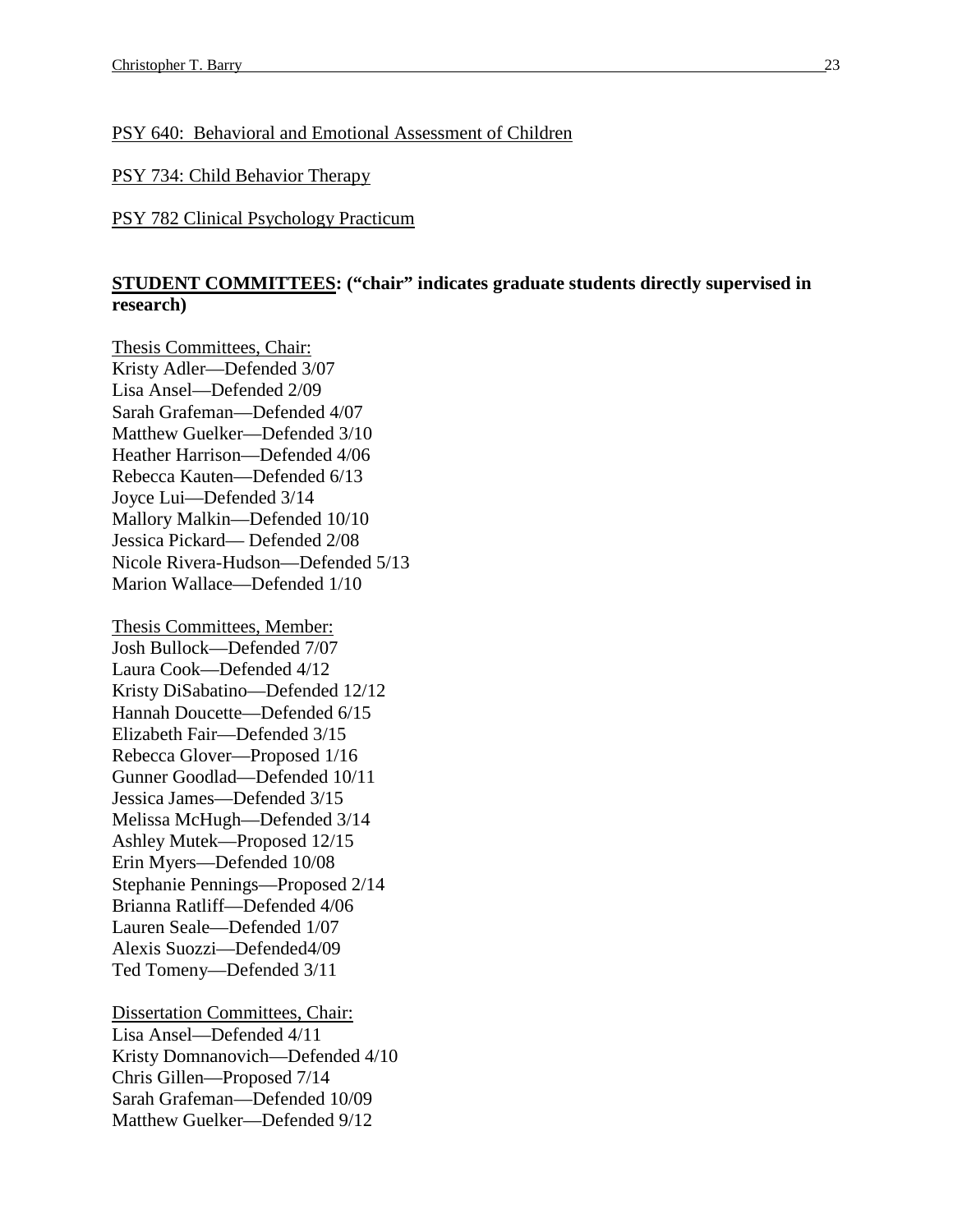PSY 640: Behavioral and Emotional Assessment of Children

PSY 734: Child Behavior Therapy

PSY 782 Clinical Psychology Practicum

**STUDENT COMMITTEES: ("chair" indicates graduate students directly supervised in research)**

Thesis Committees, Chair:
Kristy Adler—Defended 3/07
Lisa Ansel—Defended 2/09
Sarah Grafeman—Defended 4/07
Matthew Guelker—Defended 3/10
Heather Harrison—Defended 4/06
Rebecca Kauten—Defended 6/13
Joyce Lui—Defended 3/14
Mallory Malkin—Defended 10/10
Jessica Pickard— Defended 2/08
Nicole Rivera-Hudson—Defended 5/13
Marion Wallace—Defended 1/10

Thesis Committees, Member:
Josh Bullock—Defended 7/07
Laura Cook—Defended 4/12
Kristy DiSabatino—Defended 12/12
Hannah Doucette—Defended 6/15
Elizabeth Fair—Defended 3/15
Rebecca Glover—Proposed 1/16
Gunner Goodlad—Defended 10/11
Jessica James—Defended 3/15
Melissa McHugh—Defended 3/14
Ashley Mutek—Proposed 12/15
Erin Myers—Defended 10/08
Stephanie Pennings—Proposed 2/14
Brianna Ratliff—Defended 4/06
Lauren Seale—Defended 1/07
Alexis Suozzi—Defended4/09
Ted Tomeny—Defended 3/11

Dissertation Committees, Chair:
Lisa Ansel—Defended 4/11
Kristy Domnanovich—Defended 4/10
Chris Gillen—Proposed 7/14
Sarah Grafeman—Defended 10/09
Matthew Guelker—Defended 9/12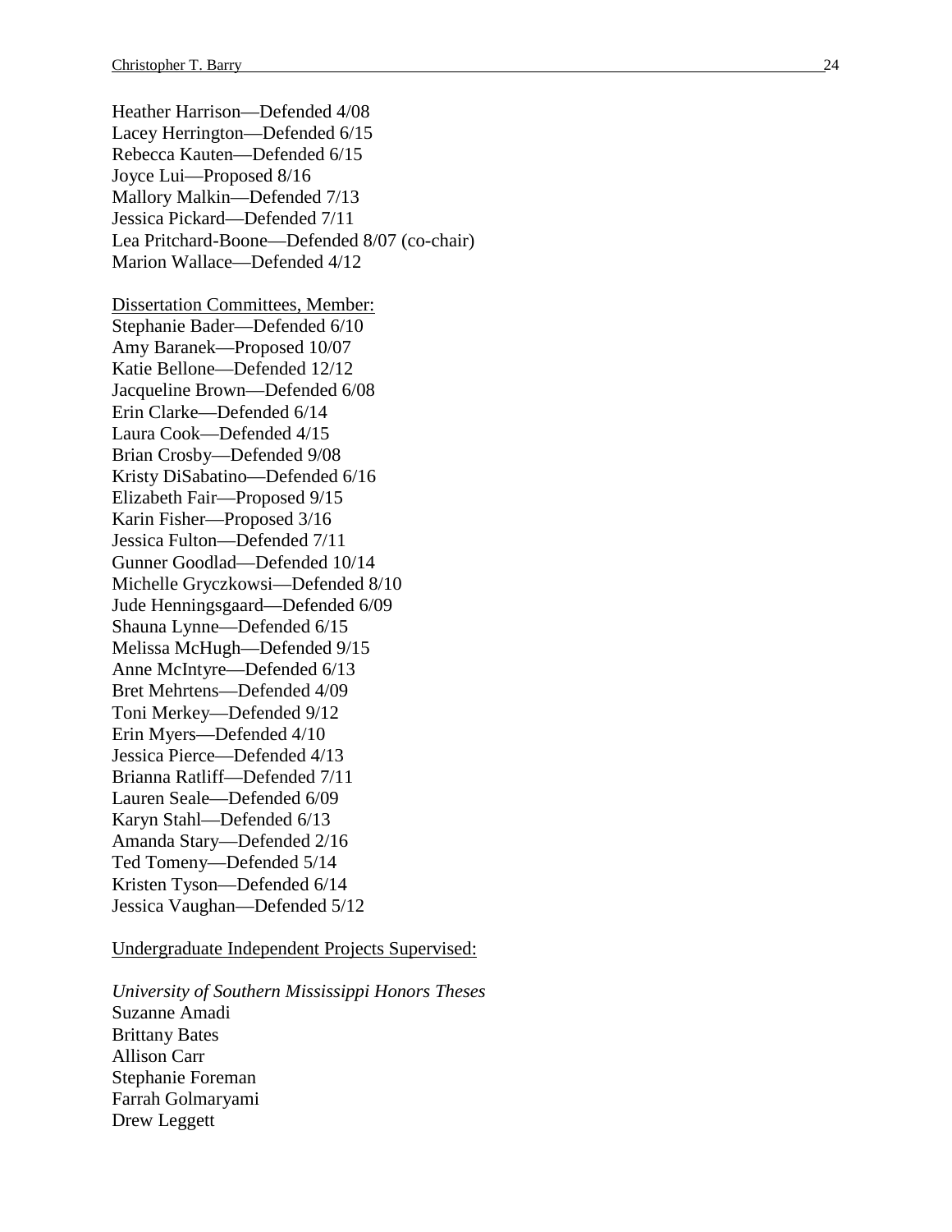Heather Harrison—Defended 4/08
Lacey Herrington—Defended 6/15
Rebecca Kauten—Defended 6/15
Joyce Lui—Proposed 8/16
Mallory Malkin—Defended 7/13
Jessica Pickard—Defended 7/11
Lea Pritchard-Boone—Defended 8/07 (co-chair)
Marion Wallace—Defended 4/12

Dissertation Committees, Member:
Stephanie Bader—Defended 6/10
Amy Baranek—Proposed 10/07
Katie Bellone—Defended 12/12
Jacqueline Brown—Defended 6/08
Erin Clarke—Defended 6/14
Laura Cook—Defended 4/15
Brian Crosby—Defended 9/08
Kristy DiSabatino—Defended 6/16
Elizabeth Fair—Proposed 9/15
Karin Fisher—Proposed 3/16
Jessica Fulton—Defended 7/11
Gunner Goodlad—Defended 10/14
Michelle Gryczkowsi—Defended 8/10
Jude Henningsgaard—Defended 6/09
Shauna Lynne—Defended 6/15
Melissa McHugh—Defended 9/15
Anne McIntyre—Defended 6/13
Bret Mehrtens—Defended 4/09
Toni Merkey—Defended 9/12
Erin Myers—Defended 4/10
Jessica Pierce—Defended 4/13
Brianna Ratliff—Defended 7/11
Lauren Seale—Defended 6/09
Karyn Stahl—Defended 6/13
Amanda Stary—Defended 2/16
Ted Tomeny—Defended 5/14
Kristen Tyson—Defended 6/14
Jessica Vaughan—Defended 5/12

Undergraduate Independent Projects Supervised:

*University of Southern Mississippi Honors Theses*
Suzanne Amadi
Brittany Bates
Allison Carr
Stephanie Foreman
Farrah Golmaryami
Drew Leggett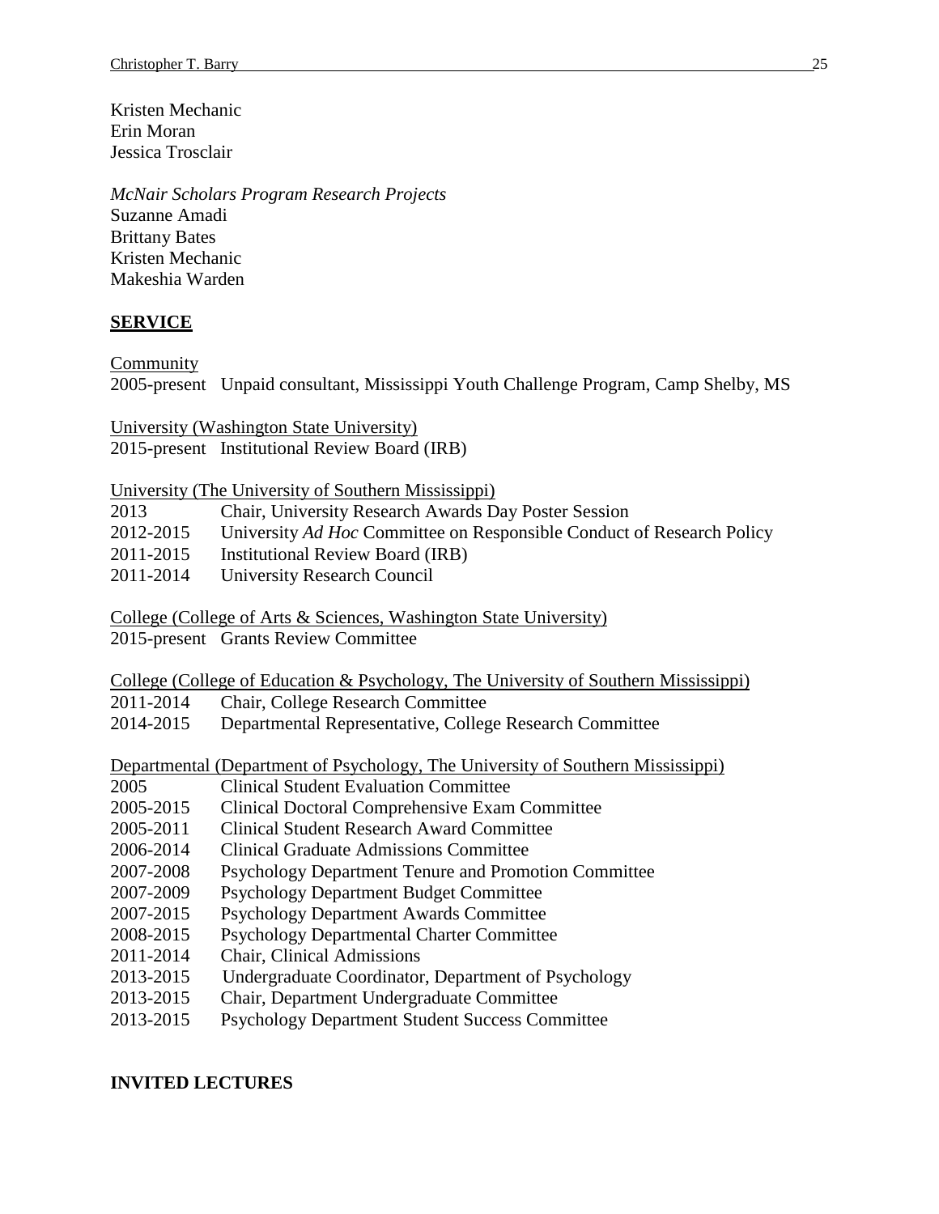Kristen Mechanic
Erin Moran
Jessica Trosclair

*McNair Scholars Program Research Projects*
Suzanne Amadi
Brittany Bates
Kristen Mechanic
Makeshia Warden

## SERVICE

Community
2005-present Unpaid consultant, Mississippi Youth Challenge Program, Camp Shelby, MS

University (Washington State University)
2015-present Institutional Review Board (IRB)

University (The University of Southern Mississippi)
2013 Chair, University Research Awards Day Poster Session
2012-2015 University *Ad Hoc* Committee on Responsible Conduct of Research Policy
2011-2015 Institutional Review Board (IRB)
2011-2014 University Research Council

College (College of Arts & Sciences, Washington State University)
2015-present Grants Review Committee

College (College of Education & Psychology, The University of Southern Mississippi)
2011-2014 Chair, College Research Committee
2014-2015 Departmental Representative, College Research Committee

Departmental (Department of Psychology, The University of Southern Mississippi)
2005 Clinical Student Evaluation Committee
2005-2015 Clinical Doctoral Comprehensive Exam Committee
2005-2011 Clinical Student Research Award Committee
2006-2014 Clinical Graduate Admissions Committee
2007-2008 Psychology Department Tenure and Promotion Committee
2007-2009 Psychology Department Budget Committee
2007-2015 Psychology Department Awards Committee
2008-2015 Psychology Departmental Charter Committee
2011-2014 Chair, Clinical Admissions
2013-2015 Undergraduate Coordinator, Department of Psychology
2013-2015 Chair, Department Undergraduate Committee
2013-2015 Psychology Department Student Success Committee

## INVITED LECTURES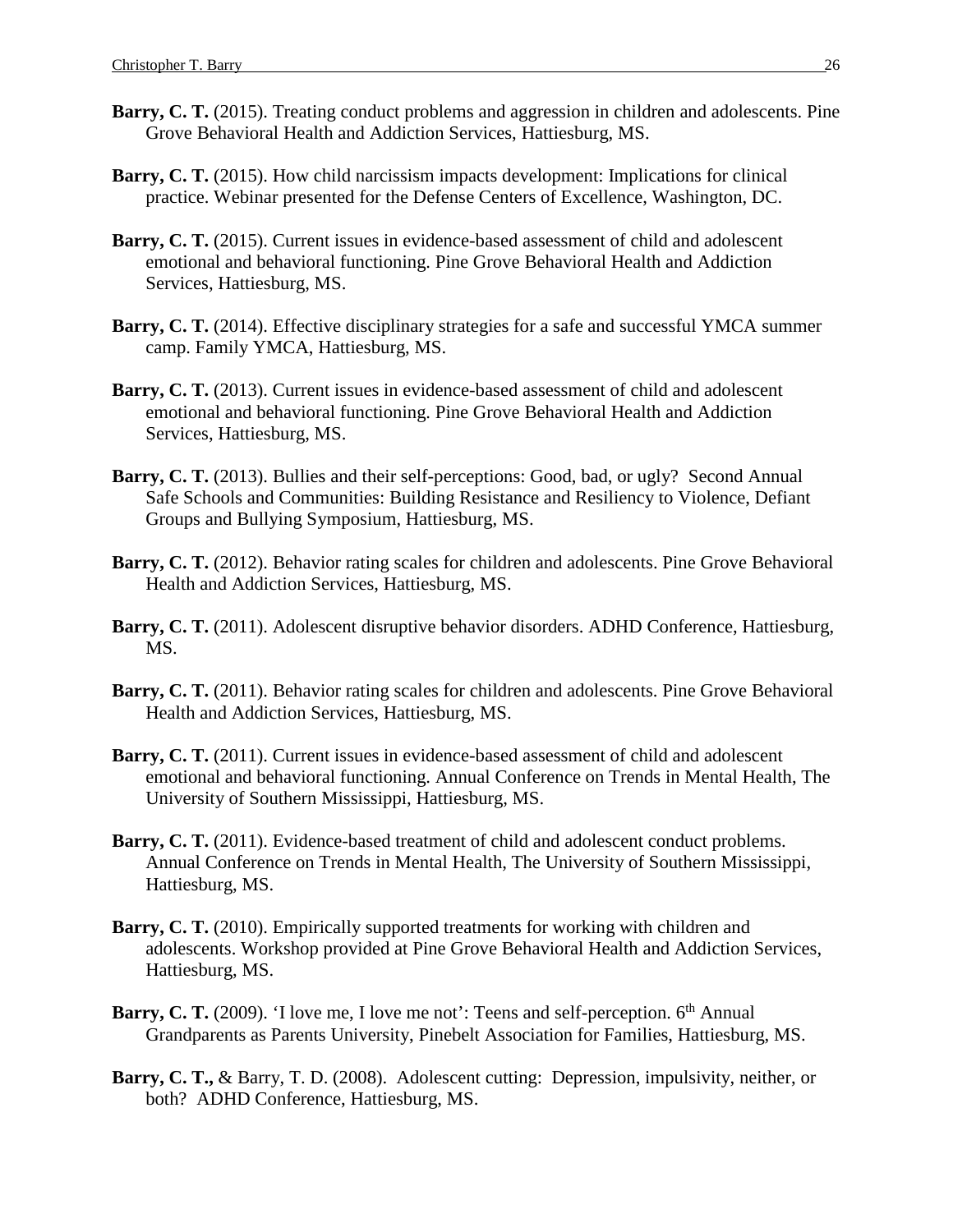**Barry, C. T.** (2015). Treating conduct problems and aggression in children and adolescents. Pine Grove Behavioral Health and Addiction Services, Hattiesburg, MS.

**Barry, C. T.** (2015). How child narcissism impacts development: Implications for clinical practice. Webinar presented for the Defense Centers of Excellence, Washington, DC.

**Barry, C. T.** (2015). Current issues in evidence-based assessment of child and adolescent emotional and behavioral functioning. Pine Grove Behavioral Health and Addiction Services, Hattiesburg, MS.

**Barry, C. T.** (2014). Effective disciplinary strategies for a safe and successful YMCA summer camp. Family YMCA, Hattiesburg, MS.

**Barry, C. T.** (2013). Current issues in evidence-based assessment of child and adolescent emotional and behavioral functioning. Pine Grove Behavioral Health and Addiction Services, Hattiesburg, MS.

**Barry, C. T.** (2013). Bullies and their self-perceptions: Good, bad, or ugly? Second Annual Safe Schools and Communities: Building Resistance and Resiliency to Violence, Defiant Groups and Bullying Symposium, Hattiesburg, MS.

**Barry, C. T.** (2012). Behavior rating scales for children and adolescents. Pine Grove Behavioral Health and Addiction Services, Hattiesburg, MS.

**Barry, C. T.** (2011). Adolescent disruptive behavior disorders. ADHD Conference, Hattiesburg, MS.

**Barry, C. T.** (2011). Behavior rating scales for children and adolescents. Pine Grove Behavioral Health and Addiction Services, Hattiesburg, MS.

**Barry, C. T.** (2011). Current issues in evidence-based assessment of child and adolescent emotional and behavioral functioning. Annual Conference on Trends in Mental Health, The University of Southern Mississippi, Hattiesburg, MS.

**Barry, C. T.** (2011). Evidence-based treatment of child and adolescent conduct problems. Annual Conference on Trends in Mental Health, The University of Southern Mississippi, Hattiesburg, MS.

**Barry, C. T.** (2010). Empirically supported treatments for working with children and adolescents. Workshop provided at Pine Grove Behavioral Health and Addiction Services, Hattiesburg, MS.

**Barry, C. T.** (2009). 'I love me, I love me not': Teens and self-perception. 6th Annual Grandparents as Parents University, Pinebelt Association for Families, Hattiesburg, MS.

**Barry, C. T.,** & Barry, T. D. (2008). Adolescent cutting: Depression, impulsivity, neither, or both? ADHD Conference, Hattiesburg, MS.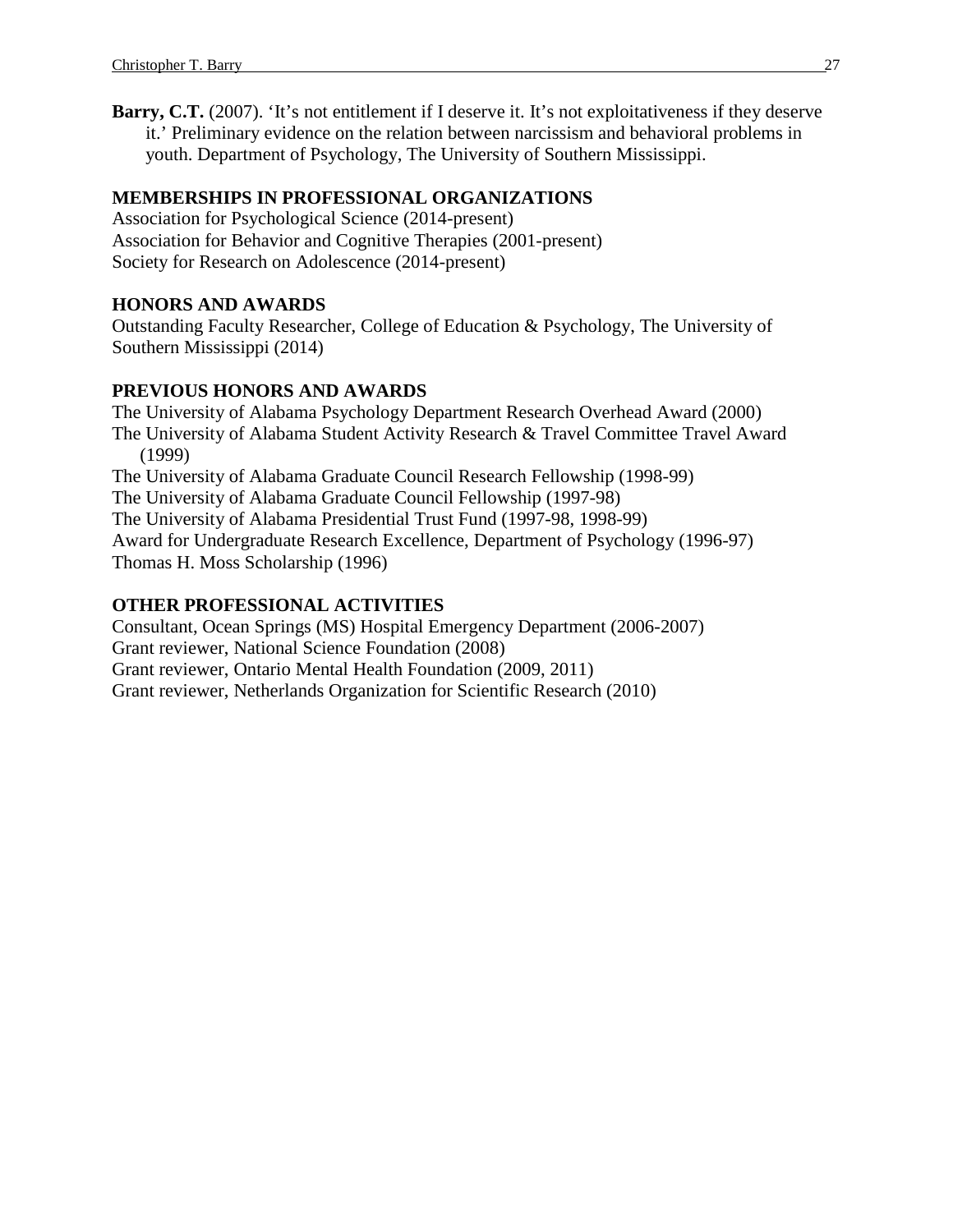**Barry, C.T.** (2007). 'It's not entitlement if I deserve it. It's not exploitativeness if they deserve it.' Preliminary evidence on the relation between narcissism and behavioral problems in youth. Department of Psychology, The University of Southern Mississippi.

## MEMBERSHIPS IN PROFESSIONAL ORGANIZATIONS

Association for Psychological Science (2014-present)
Association for Behavior and Cognitive Therapies (2001-present)
Society for Research on Adolescence (2014-present)

## HONORS AND AWARDS

Outstanding Faculty Researcher, College of Education & Psychology, The University of Southern Mississippi (2014)

## PREVIOUS HONORS AND AWARDS

The University of Alabama Psychology Department Research Overhead Award (2000)
The University of Alabama Student Activity Research & Travel Committee Travel Award (1999)
The University of Alabama Graduate Council Research Fellowship (1998-99)
The University of Alabama Graduate Council Fellowship (1997-98)
The University of Alabama Presidential Trust Fund (1997-98, 1998-99)
Award for Undergraduate Research Excellence, Department of Psychology (1996-97)
Thomas H. Moss Scholarship (1996)

## OTHER PROFESSIONAL ACTIVITIES

Consultant, Ocean Springs (MS) Hospital Emergency Department (2006-2007)
Grant reviewer, National Science Foundation (2008)
Grant reviewer, Ontario Mental Health Foundation (2009, 2011)
Grant reviewer, Netherlands Organization for Scientific Research (2010)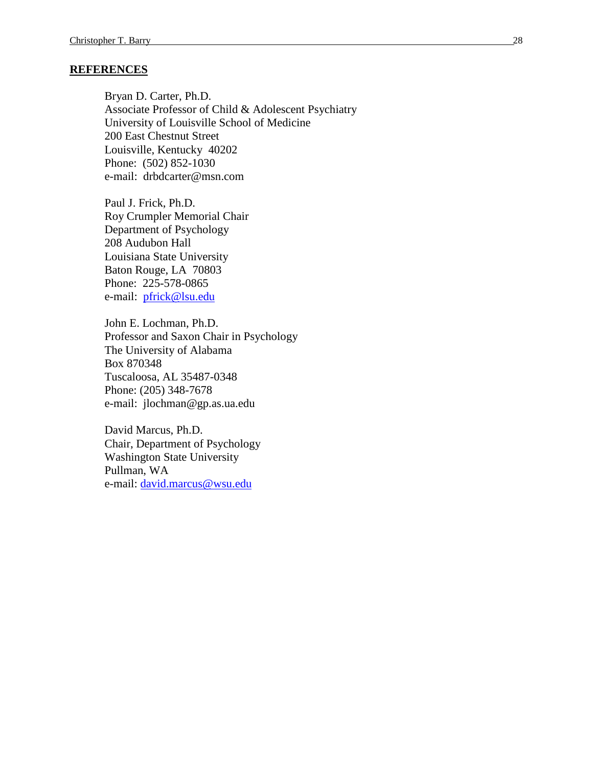## REFERENCES

Bryan D. Carter, Ph.D.  
Associate Professor of Child & Adolescent Psychiatry  
University of Louisville School of Medicine  
200 East Chestnut Street  
Louisville, Kentucky 40202  
Phone: (502) 852-1030  
e-mail: drbdcarter@msn.com

Paul J. Frick, Ph.D.  
Roy Crumpler Memorial Chair  
Department of Psychology  
208 Audubon Hall  
Louisiana State University  
Baton Rouge, LA 70803  
Phone: 225-578-0865  
e-mail: pfrick@lsu.edu

John E. Lochman, Ph.D.  
Professor and Saxon Chair in Psychology  
The University of Alabama  
Box 870348  
Tuscaloosa, AL 35487-0348  
Phone: (205) 348-7678  
e-mail: jlochman@gp.as.ua.edu

David Marcus, Ph.D.  
Chair, Department of Psychology  
Washington State University  
Pullman, WA  
e-mail: david.marcus@wsu.edu